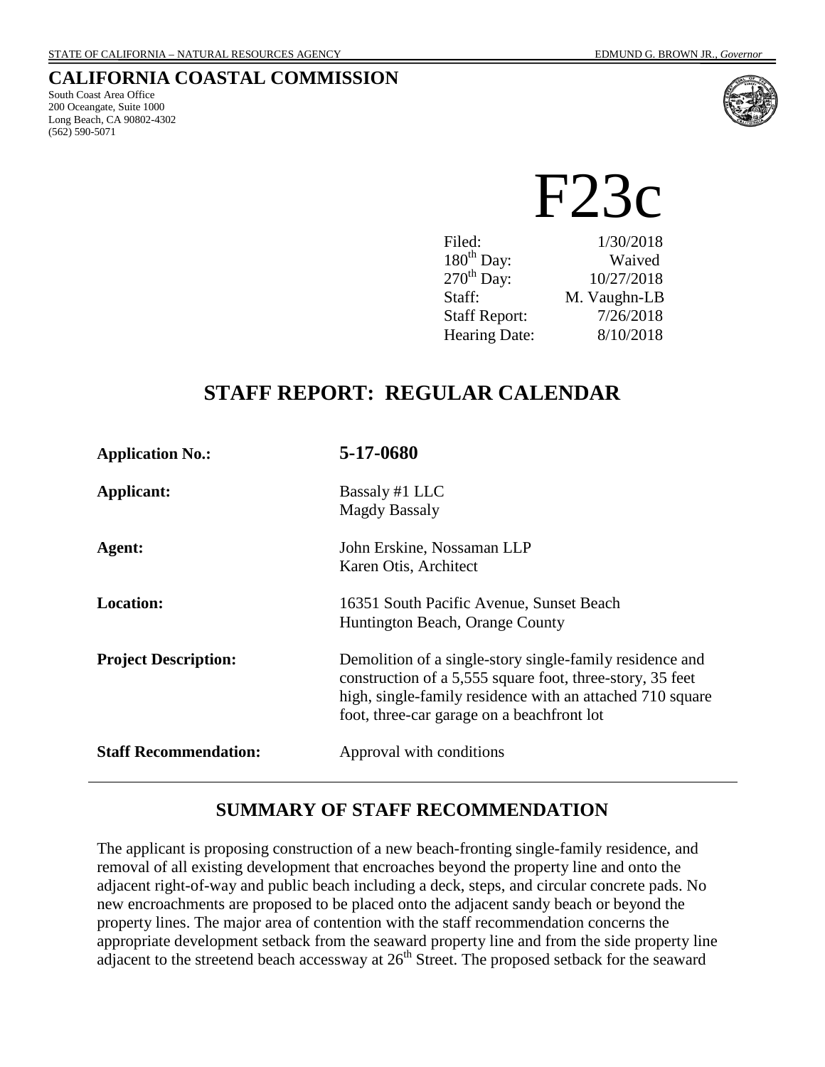STATE OF CALIFORNIA – NATURAL RESOURCES AGENCY EDMUND G. BROWN JR., *Governor*

# CALIFORNIA COASTAL COMMISSION

South Coast Area Office
200 Oceangate, Suite 1000
Long Beach, CA 90802-4302
(562) 590-5071

# F23c

| | |
|---|---|
| Filed: | 1/30/2018 |
| 180th Day: | Waived |
| 270th Day: | 10/27/2018 |
| Staff: | M. Vaughn-LB |
| Staff Report: | 7/26/2018 |
| Hearing Date: | 8/10/2018 |

## STAFF REPORT: REGULAR CALENDAR

| | |
|---|---|
| **Application No.:** | **5-17-0680** |
| **Applicant:** | Bassaly #1 LLC<br>Magdy Bassaly |
| **Agent:** | John Erskine, Nossaman LLP<br>Karen Otis, Architect |
| **Location:** | 16351 South Pacific Avenue, Sunset Beach<br>Huntington Beach, Orange County |
| **Project Description:** | Demolition of a single-story single-family residence and construction of a 5,555 square foot, three-story, 35 feet high, single-family residence with an attached 710 square foot, three-car garage on a beachfront lot |
| **Staff Recommendation:** | Approval with conditions |

## SUMMARY OF STAFF RECOMMENDATION

The applicant is proposing construction of a new beach-fronting single-family residence, and removal of all existing development that encroaches beyond the property line and onto the adjacent right-of-way and public beach including a deck, steps, and circular concrete pads. No new encroachments are proposed to be placed onto the adjacent sandy beach or beyond the property lines. The major area of contention with the staff recommendation concerns the appropriate development setback from the seaward property line and from the side property line adjacent to the streetend beach accessway at 26th Street. The proposed setback for the seaward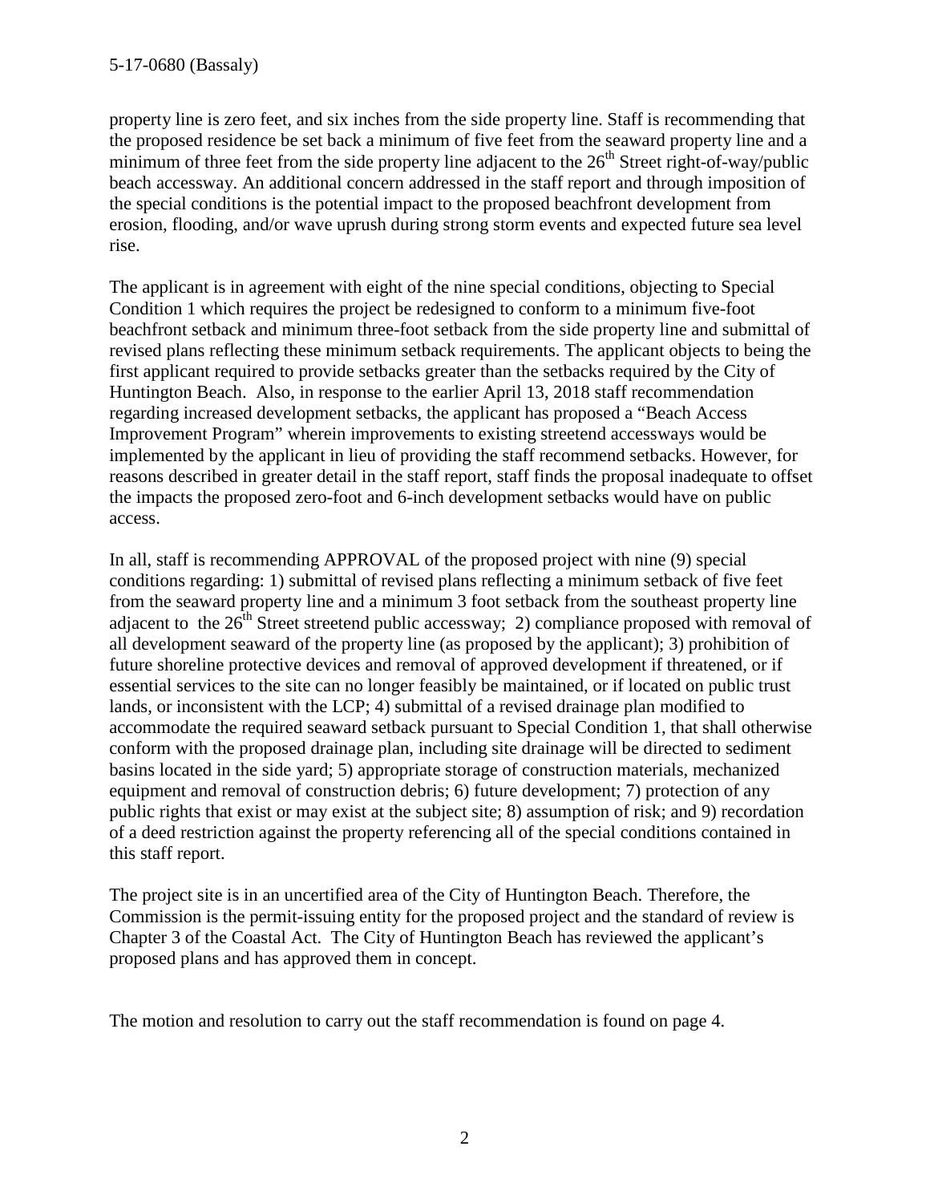property line is zero feet, and six inches from the side property line. Staff is recommending that the proposed residence be set back a minimum of five feet from the seaward property line and a minimum of three feet from the side property line adjacent to the 26th Street right-of-way/public beach accessway. An additional concern addressed in the staff report and through imposition of the special conditions is the potential impact to the proposed beachfront development from erosion, flooding, and/or wave uprush during strong storm events and expected future sea level rise.

The applicant is in agreement with eight of the nine special conditions, objecting to Special Condition 1 which requires the project be redesigned to conform to a minimum five-foot beachfront setback and minimum three-foot setback from the side property line and submittal of revised plans reflecting these minimum setback requirements. The applicant objects to being the first applicant required to provide setbacks greater than the setbacks required by the City of Huntington Beach. Also, in response to the earlier April 13, 2018 staff recommendation regarding increased development setbacks, the applicant has proposed a "Beach Access Improvement Program" wherein improvements to existing streetend accessways would be implemented by the applicant in lieu of providing the staff recommend setbacks. However, for reasons described in greater detail in the staff report, staff finds the proposal inadequate to offset the impacts the proposed zero-foot and 6-inch development setbacks would have on public access.

In all, staff is recommending APPROVAL of the proposed project with nine (9) special conditions regarding: 1) submittal of revised plans reflecting a minimum setback of five feet from the seaward property line and a minimum 3 foot setback from the southeast property line adjacent to the 26th Street streetend public accessway; 2) compliance proposed with removal of all development seaward of the property line (as proposed by the applicant); 3) prohibition of future shoreline protective devices and removal of approved development if threatened, or if essential services to the site can no longer feasibly be maintained, or if located on public trust lands, or inconsistent with the LCP; 4) submittal of a revised drainage plan modified to accommodate the required seaward setback pursuant to Special Condition 1, that shall otherwise conform with the proposed drainage plan, including site drainage will be directed to sediment basins located in the side yard; 5) appropriate storage of construction materials, mechanized equipment and removal of construction debris; 6) future development; 7) protection of any public rights that exist or may exist at the subject site; 8) assumption of risk; and 9) recordation of a deed restriction against the property referencing all of the special conditions contained in this staff report.

The project site is in an uncertified area of the City of Huntington Beach. Therefore, the Commission is the permit-issuing entity for the proposed project and the standard of review is Chapter 3 of the Coastal Act. The City of Huntington Beach has reviewed the applicant's proposed plans and has approved them in concept.

The motion and resolution to carry out the staff recommendation is found on page 4.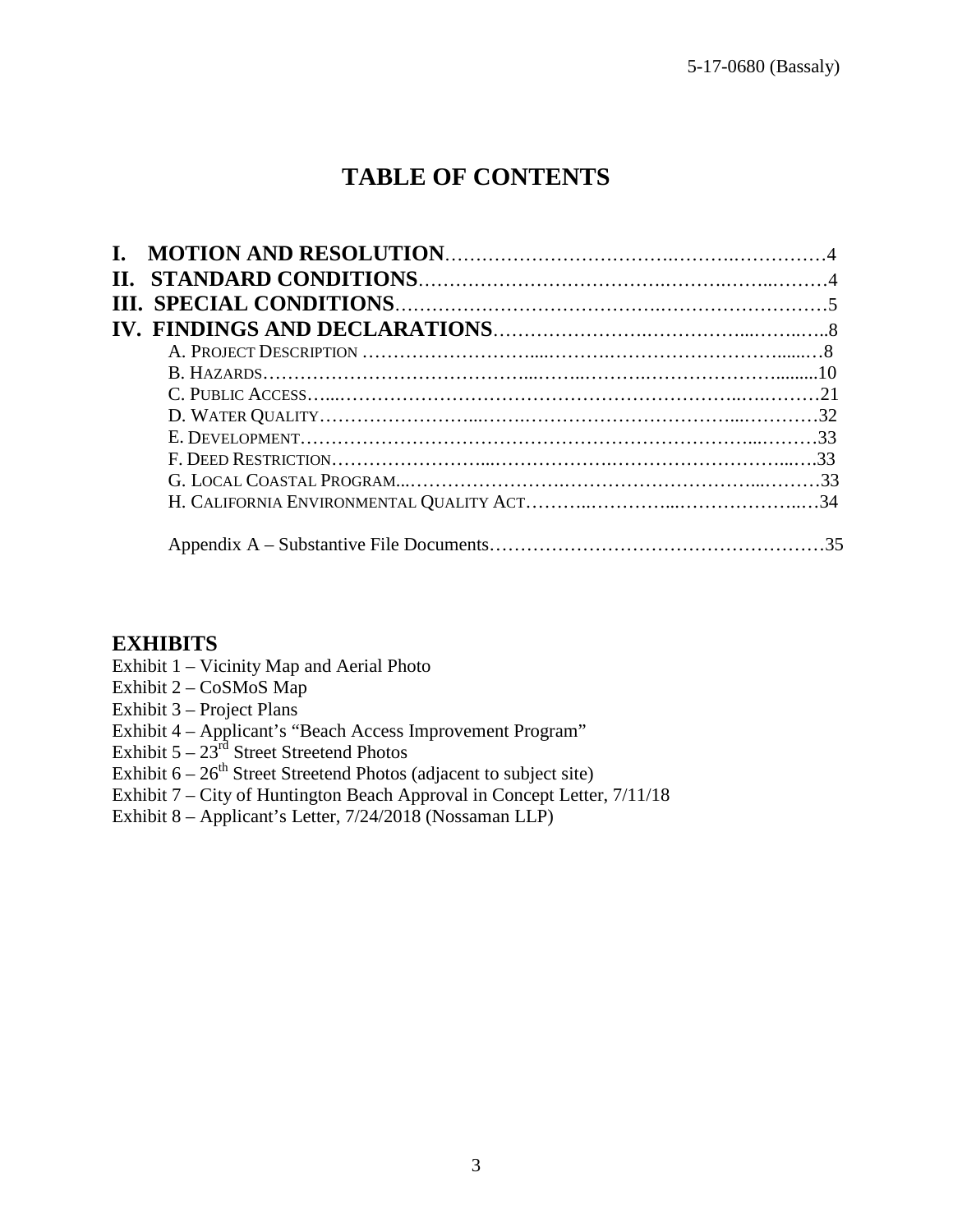# TABLE OF CONTENTS

**I. MOTION AND RESOLUTION**……………………………………………………………4
**II. STANDARD CONDITIONS**……………………………………………………………4
**III. SPECIAL CONDITIONS**……………………………………………………………5
**IV. FINDINGS AND DECLARATIONS**……………………………………………………8

- A. PROJECT DESCRIPTION ……………………………………………………………8
- B. HAZARDS……………………………………………………………………………10
- C. PUBLIC ACCESS……………………………………………………………………21
- D. WATER QUALITY……………………………………………………………………32
- E. DEVELOPMENT………………………………………………………………………33
- F. DEED RESTRICTION…………………………………………………………………33
- G. LOCAL COASTAL PROGRAM…………………………………………………………33
- H. CALIFORNIA ENVIRONMENTAL QUALITY ACT……………………………………34

Appendix A – Substantive File Documents……………………………………………35

## EXHIBITS

Exhibit 1 – Vicinity Map and Aerial Photo
Exhibit 2 – CoSMoS Map
Exhibit 3 – Project Plans
Exhibit 4 – Applicant's "Beach Access Improvement Program"
Exhibit 5 – 23rd Street Streetend Photos
Exhibit 6 – 26th Street Streetend Photos (adjacent to subject site)
Exhibit 7 – City of Huntington Beach Approval in Concept Letter, 7/11/18
Exhibit 8 – Applicant's Letter, 7/24/2018 (Nossaman LLP)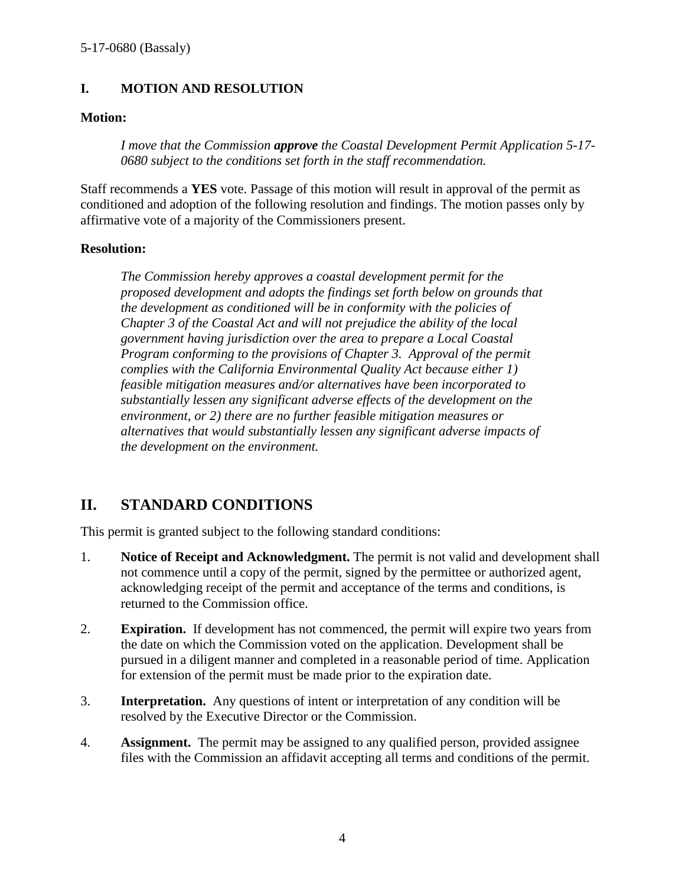## I. MOTION AND RESOLUTION

**Motion:**

> *I move that the Commission **approve** the Coastal Development Permit Application 5-17-0680 subject to the conditions set forth in the staff recommendation.*

Staff recommends a **YES** vote. Passage of this motion will result in approval of the permit as conditioned and adoption of the following resolution and findings. The motion passes only by affirmative vote of a majority of the Commissioners present.

**Resolution:**

> *The Commission hereby approves a coastal development permit for the proposed development and adopts the findings set forth below on grounds that the development as conditioned will be in conformity with the policies of Chapter 3 of the Coastal Act and will not prejudice the ability of the local government having jurisdiction over the area to prepare a Local Coastal Program conforming to the provisions of Chapter 3. Approval of the permit complies with the California Environmental Quality Act because either 1) feasible mitigation measures and/or alternatives have been incorporated to substantially lessen any significant adverse effects of the development on the environment, or 2) there are no further feasible mitigation measures or alternatives that would substantially lessen any significant adverse impacts of the development on the environment.*

## II. STANDARD CONDITIONS

This permit is granted subject to the following standard conditions:

1. **Notice of Receipt and Acknowledgment.** The permit is not valid and development shall not commence until a copy of the permit, signed by the permittee or authorized agent, acknowledging receipt of the permit and acceptance of the terms and conditions, is returned to the Commission office.

2. **Expiration.** If development has not commenced, the permit will expire two years from the date on which the Commission voted on the application. Development shall be pursued in a diligent manner and completed in a reasonable period of time. Application for extension of the permit must be made prior to the expiration date.

3. **Interpretation.** Any questions of intent or interpretation of any condition will be resolved by the Executive Director or the Commission.

4. **Assignment.** The permit may be assigned to any qualified person, provided assignee files with the Commission an affidavit accepting all terms and conditions of the permit.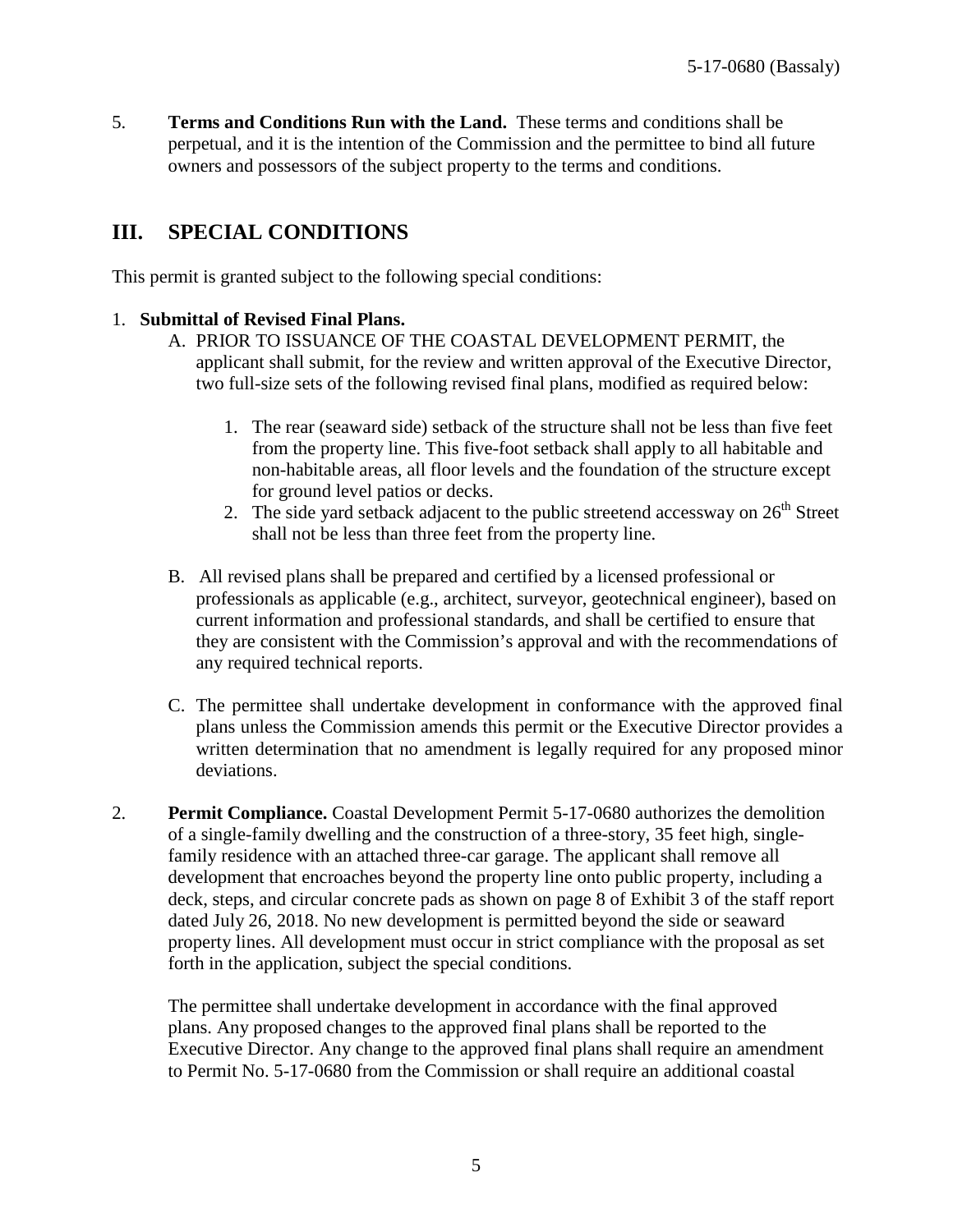5. **Terms and Conditions Run with the Land.** These terms and conditions shall be perpetual, and it is the intention of the Commission and the permittee to bind all future owners and possessors of the subject property to the terms and conditions.

## III. SPECIAL CONDITIONS

This permit is granted subject to the following special conditions:

1. **Submittal of Revised Final Plans.**

   A. PRIOR TO ISSUANCE OF THE COASTAL DEVELOPMENT PERMIT, the applicant shall submit, for the review and written approval of the Executive Director, two full-size sets of the following revised final plans, modified as required below:

      1. The rear (seaward side) setback of the structure shall not be less than five feet from the property line. This five-foot setback shall apply to all habitable and non-habitable areas, all floor levels and the foundation of the structure except for ground level patios or decks.
      2. The side yard setback adjacent to the public streetend accessway on 26th Street shall not be less than three feet from the property line.

   B. All revised plans shall be prepared and certified by a licensed professional or professionals as applicable (e.g., architect, surveyor, geotechnical engineer), based on current information and professional standards, and shall be certified to ensure that they are consistent with the Commission's approval and with the recommendations of any required technical reports.

   C. The permittee shall undertake development in conformance with the approved final plans unless the Commission amends this permit or the Executive Director provides a written determination that no amendment is legally required for any proposed minor deviations.

2. **Permit Compliance.** Coastal Development Permit 5-17-0680 authorizes the demolition of a single-family dwelling and the construction of a three-story, 35 feet high, single-family residence with an attached three-car garage. The applicant shall remove all development that encroaches beyond the property line onto public property, including a deck, steps, and circular concrete pads as shown on page 8 of Exhibit 3 of the staff report dated July 26, 2018. No new development is permitted beyond the side or seaward property lines. All development must occur in strict compliance with the proposal as set forth in the application, subject the special conditions.

   The permittee shall undertake development in accordance with the final approved plans. Any proposed changes to the approved final plans shall be reported to the Executive Director. Any change to the approved final plans shall require an amendment to Permit No. 5-17-0680 from the Commission or shall require an additional coastal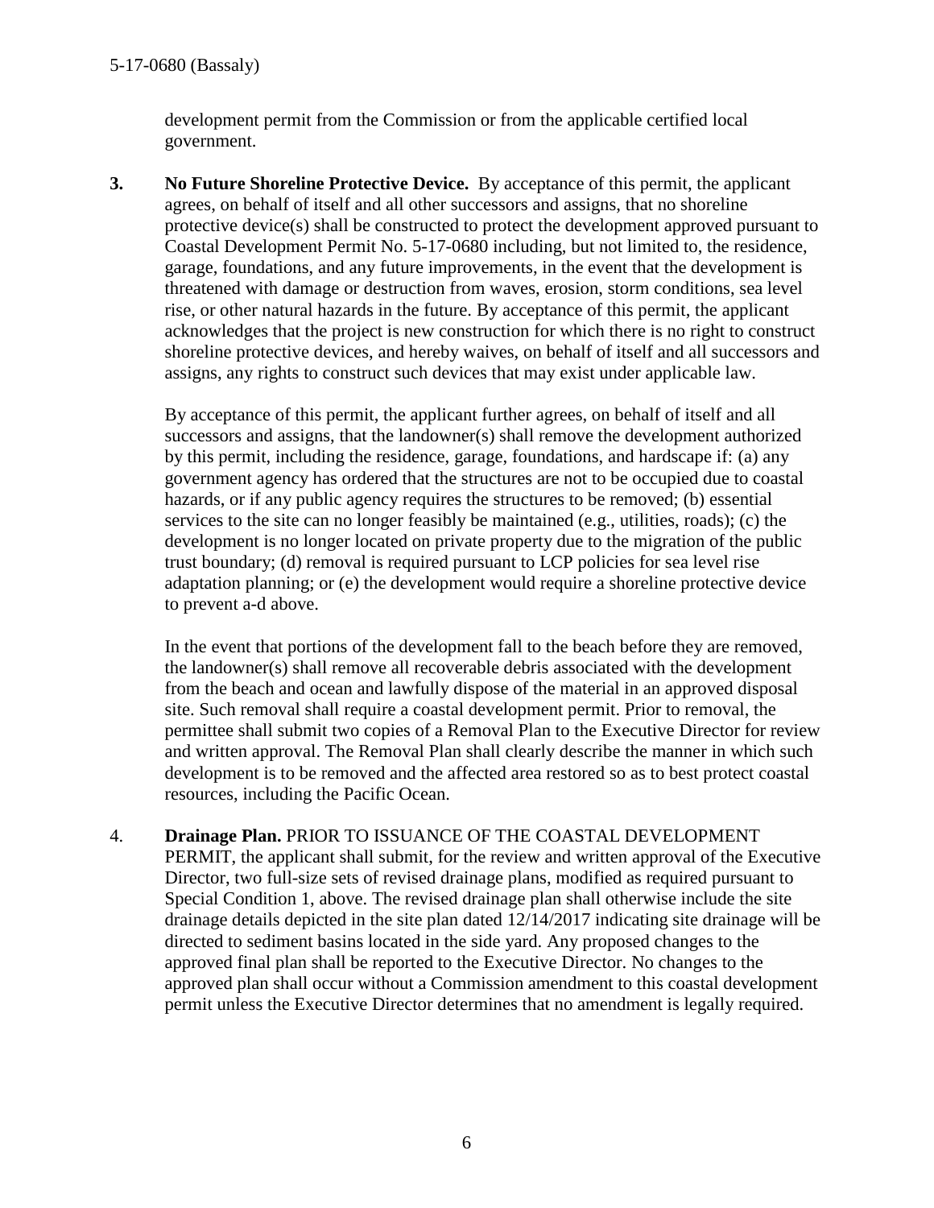development permit from the Commission or from the applicable certified local government.

3. **No Future Shoreline Protective Device.** By acceptance of this permit, the applicant agrees, on behalf of itself and all other successors and assigns, that no shoreline protective device(s) shall be constructed to protect the development approved pursuant to Coastal Development Permit No. 5-17-0680 including, but not limited to, the residence, garage, foundations, and any future improvements, in the event that the development is threatened with damage or destruction from waves, erosion, storm conditions, sea level rise, or other natural hazards in the future. By acceptance of this permit, the applicant acknowledges that the project is new construction for which there is no right to construct shoreline protective devices, and hereby waives, on behalf of itself and all successors and assigns, any rights to construct such devices that may exist under applicable law.

   By acceptance of this permit, the applicant further agrees, on behalf of itself and all successors and assigns, that the landowner(s) shall remove the development authorized by this permit, including the residence, garage, foundations, and hardscape if: (a) any government agency has ordered that the structures are not to be occupied due to coastal hazards, or if any public agency requires the structures to be removed; (b) essential services to the site can no longer feasibly be maintained (e.g., utilities, roads); (c) the development is no longer located on private property due to the migration of the public trust boundary; (d) removal is required pursuant to LCP policies for sea level rise adaptation planning; or (e) the development would require a shoreline protective device to prevent a-d above.

   In the event that portions of the development fall to the beach before they are removed, the landowner(s) shall remove all recoverable debris associated with the development from the beach and ocean and lawfully dispose of the material in an approved disposal site. Such removal shall require a coastal development permit. Prior to removal, the permittee shall submit two copies of a Removal Plan to the Executive Director for review and written approval. The Removal Plan shall clearly describe the manner in which such development is to be removed and the affected area restored so as to best protect coastal resources, including the Pacific Ocean.

4. **Drainage Plan.** PRIOR TO ISSUANCE OF THE COASTAL DEVELOPMENT PERMIT, the applicant shall submit, for the review and written approval of the Executive Director, two full-size sets of revised drainage plans, modified as required pursuant to Special Condition 1, above. The revised drainage plan shall otherwise include the site drainage details depicted in the site plan dated 12/14/2017 indicating site drainage will be directed to sediment basins located in the side yard. Any proposed changes to the approved final plan shall be reported to the Executive Director. No changes to the approved plan shall occur without a Commission amendment to this coastal development permit unless the Executive Director determines that no amendment is legally required.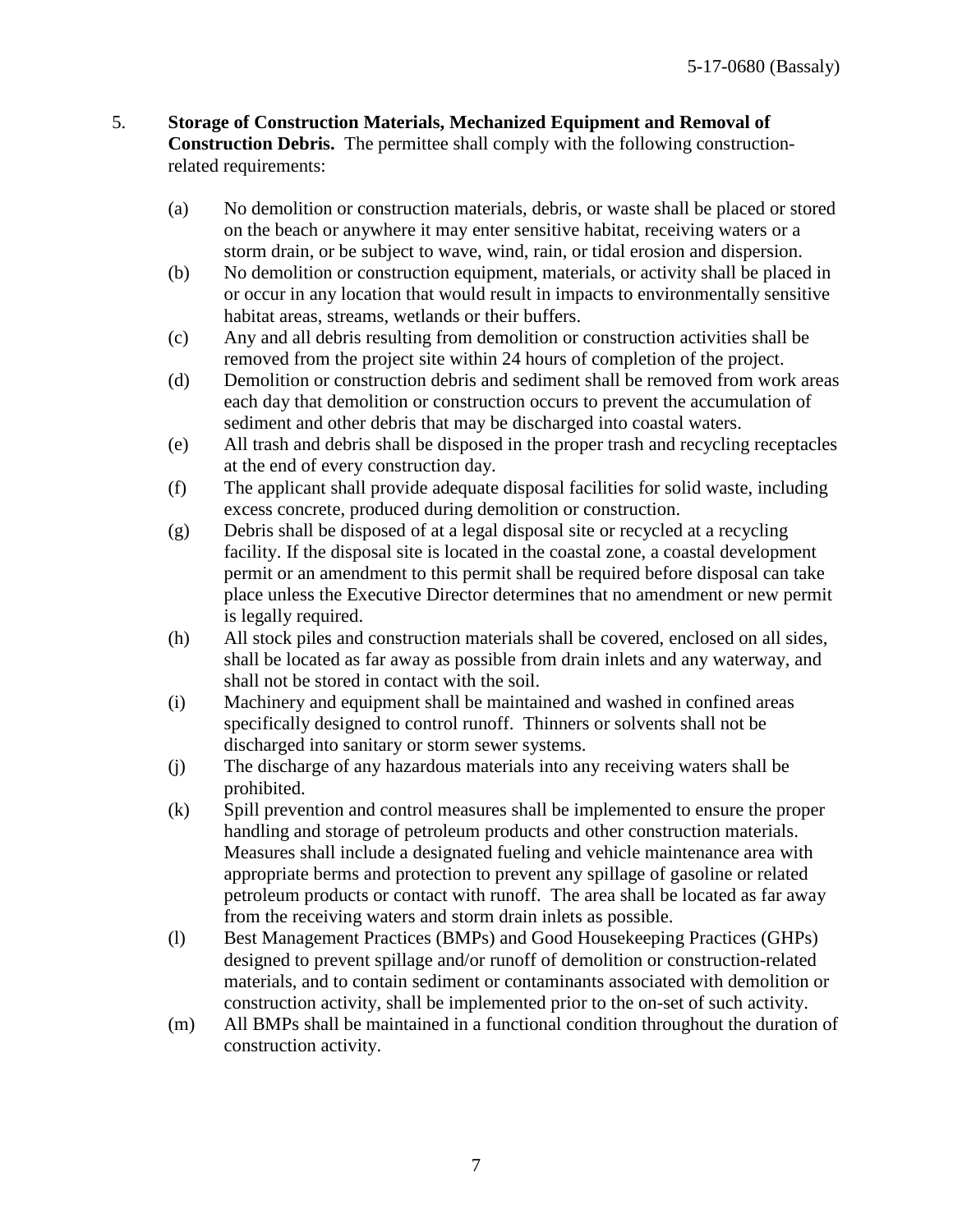5. **Storage of Construction Materials, Mechanized Equipment and Removal of Construction Debris.** The permittee shall comply with the following construction-related requirements:

   (a) No demolition or construction materials, debris, or waste shall be placed or stored on the beach or anywhere it may enter sensitive habitat, receiving waters or a storm drain, or be subject to wave, wind, rain, or tidal erosion and dispersion.

   (b) No demolition or construction equipment, materials, or activity shall be placed in or occur in any location that would result in impacts to environmentally sensitive habitat areas, streams, wetlands or their buffers.

   (c) Any and all debris resulting from demolition or construction activities shall be removed from the project site within 24 hours of completion of the project.

   (d) Demolition or construction debris and sediment shall be removed from work areas each day that demolition or construction occurs to prevent the accumulation of sediment and other debris that may be discharged into coastal waters.

   (e) All trash and debris shall be disposed in the proper trash and recycling receptacles at the end of every construction day.

   (f) The applicant shall provide adequate disposal facilities for solid waste, including excess concrete, produced during demolition or construction.

   (g) Debris shall be disposed of at a legal disposal site or recycled at a recycling facility. If the disposal site is located in the coastal zone, a coastal development permit or an amendment to this permit shall be required before disposal can take place unless the Executive Director determines that no amendment or new permit is legally required.

   (h) All stock piles and construction materials shall be covered, enclosed on all sides, shall be located as far away as possible from drain inlets and any waterway, and shall not be stored in contact with the soil.

   (i) Machinery and equipment shall be maintained and washed in confined areas specifically designed to control runoff. Thinners or solvents shall not be discharged into sanitary or storm sewer systems.

   (j) The discharge of any hazardous materials into any receiving waters shall be prohibited.

   (k) Spill prevention and control measures shall be implemented to ensure the proper handling and storage of petroleum products and other construction materials. Measures shall include a designated fueling and vehicle maintenance area with appropriate berms and protection to prevent any spillage of gasoline or related petroleum products or contact with runoff. The area shall be located as far away from the receiving waters and storm drain inlets as possible.

   (l) Best Management Practices (BMPs) and Good Housekeeping Practices (GHPs) designed to prevent spillage and/or runoff of demolition or construction-related materials, and to contain sediment or contaminants associated with demolition or construction activity, shall be implemented prior to the on-set of such activity.

   (m) All BMPs shall be maintained in a functional condition throughout the duration of construction activity.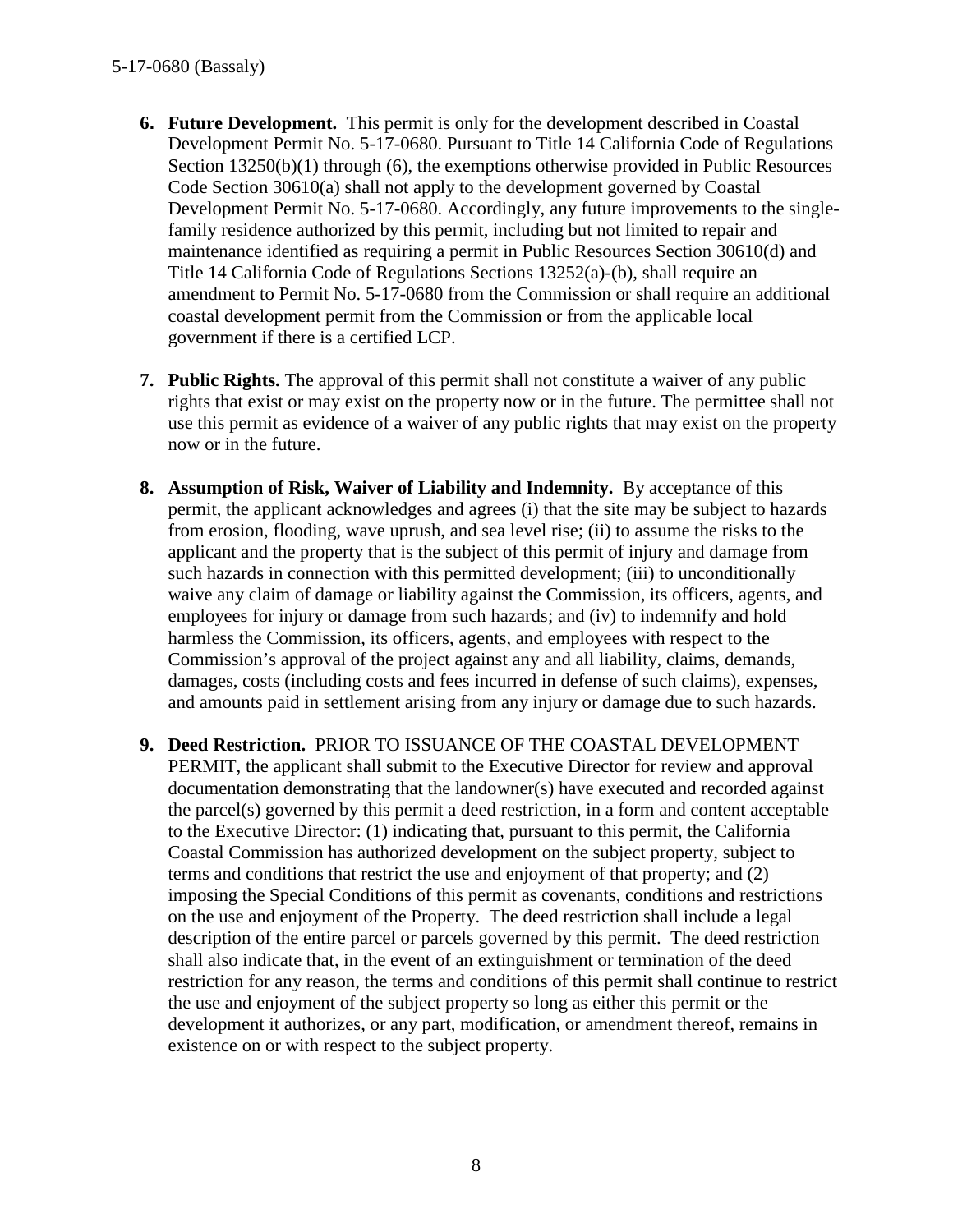6. **Future Development.** This permit is only for the development described in Coastal Development Permit No. 5-17-0680. Pursuant to Title 14 California Code of Regulations Section 13250(b)(1) through (6), the exemptions otherwise provided in Public Resources Code Section 30610(a) shall not apply to the development governed by Coastal Development Permit No. 5-17-0680. Accordingly, any future improvements to the single-family residence authorized by this permit, including but not limited to repair and maintenance identified as requiring a permit in Public Resources Section 30610(d) and Title 14 California Code of Regulations Sections 13252(a)-(b), shall require an amendment to Permit No. 5-17-0680 from the Commission or shall require an additional coastal development permit from the Commission or from the applicable local government if there is a certified LCP.

7. **Public Rights.** The approval of this permit shall not constitute a waiver of any public rights that exist or may exist on the property now or in the future. The permittee shall not use this permit as evidence of a waiver of any public rights that may exist on the property now or in the future.

8. **Assumption of Risk, Waiver of Liability and Indemnity.** By acceptance of this permit, the applicant acknowledges and agrees (i) that the site may be subject to hazards from erosion, flooding, wave uprush, and sea level rise; (ii) to assume the risks to the applicant and the property that is the subject of this permit of injury and damage from such hazards in connection with this permitted development; (iii) to unconditionally waive any claim of damage or liability against the Commission, its officers, agents, and employees for injury or damage from such hazards; and (iv) to indemnify and hold harmless the Commission, its officers, agents, and employees with respect to the Commission's approval of the project against any and all liability, claims, demands, damages, costs (including costs and fees incurred in defense of such claims), expenses, and amounts paid in settlement arising from any injury or damage due to such hazards.

9. **Deed Restriction.** PRIOR TO ISSUANCE OF THE COASTAL DEVELOPMENT PERMIT, the applicant shall submit to the Executive Director for review and approval documentation demonstrating that the landowner(s) have executed and recorded against the parcel(s) governed by this permit a deed restriction, in a form and content acceptable to the Executive Director: (1) indicating that, pursuant to this permit, the California Coastal Commission has authorized development on the subject property, subject to terms and conditions that restrict the use and enjoyment of that property; and (2) imposing the Special Conditions of this permit as covenants, conditions and restrictions on the use and enjoyment of the Property. The deed restriction shall include a legal description of the entire parcel or parcels governed by this permit. The deed restriction shall also indicate that, in the event of an extinguishment or termination of the deed restriction for any reason, the terms and conditions of this permit shall continue to restrict the use and enjoyment of the subject property so long as either this permit or the development it authorizes, or any part, modification, or amendment thereof, remains in existence on or with respect to the subject property.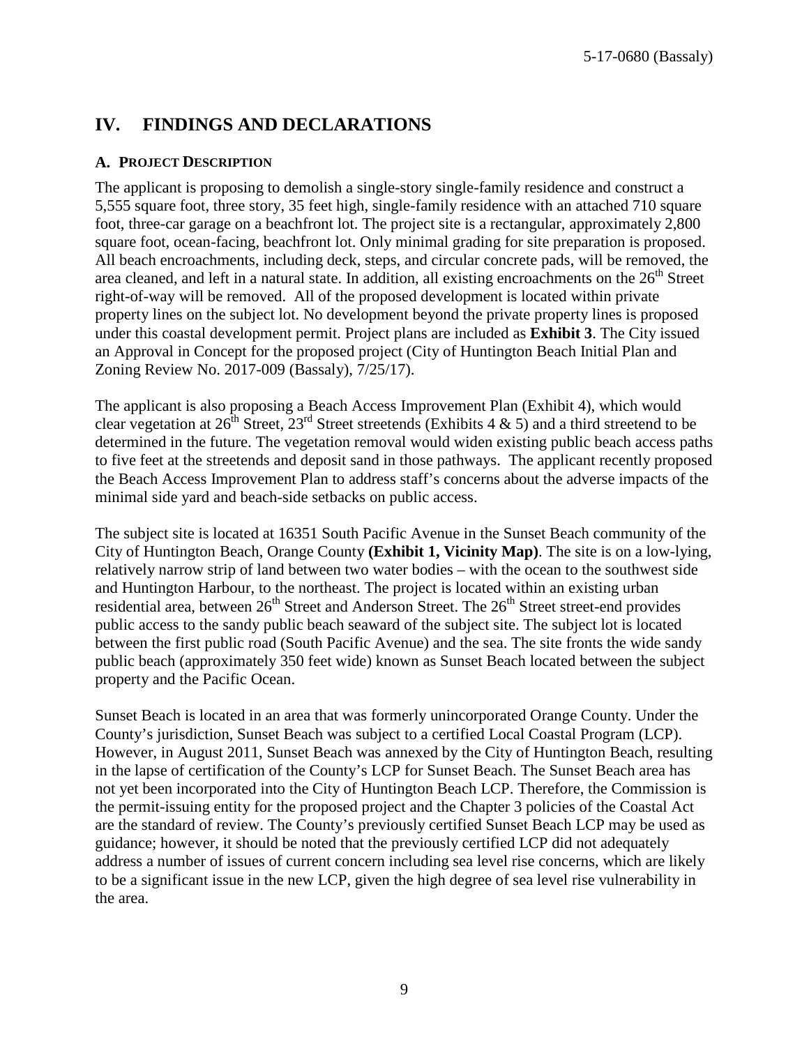## IV. FINDINGS AND DECLARATIONS

### A. PROJECT DESCRIPTION

The applicant is proposing to demolish a single-story single-family residence and construct a 5,555 square foot, three story, 35 feet high, single-family residence with an attached 710 square foot, three-car garage on a beachfront lot. The project site is a rectangular, approximately 2,800 square foot, ocean-facing, beachfront lot. Only minimal grading for site preparation is proposed. All beach encroachments, including deck, steps, and circular concrete pads, will be removed, the area cleaned, and left in a natural state. In addition, all existing encroachments on the 26th Street right-of-way will be removed. All of the proposed development is located within private property lines on the subject lot. No development beyond the private property lines is proposed under this coastal development permit. Project plans are included as **Exhibit 3**. The City issued an Approval in Concept for the proposed project (City of Huntington Beach Initial Plan and Zoning Review No. 2017-009 (Bassaly), 7/25/17).

The applicant is also proposing a Beach Access Improvement Plan (Exhibit 4), which would clear vegetation at 26th Street, 23rd Street streetends (Exhibits 4 & 5) and a third streetend to be determined in the future. The vegetation removal would widen existing public beach access paths to five feet at the streetends and deposit sand in those pathways. The applicant recently proposed the Beach Access Improvement Plan to address staff's concerns about the adverse impacts of the minimal side yard and beach-side setbacks on public access.

The subject site is located at 16351 South Pacific Avenue in the Sunset Beach community of the City of Huntington Beach, Orange County **(Exhibit 1, Vicinity Map)**. The site is on a low-lying, relatively narrow strip of land between two water bodies – with the ocean to the southwest side and Huntington Harbour, to the northeast. The project is located within an existing urban residential area, between 26th Street and Anderson Street. The 26th Street street-end provides public access to the sandy public beach seaward of the subject site. The subject lot is located between the first public road (South Pacific Avenue) and the sea. The site fronts the wide sandy public beach (approximately 350 feet wide) known as Sunset Beach located between the subject property and the Pacific Ocean.

Sunset Beach is located in an area that was formerly unincorporated Orange County. Under the County's jurisdiction, Sunset Beach was subject to a certified Local Coastal Program (LCP). However, in August 2011, Sunset Beach was annexed by the City of Huntington Beach, resulting in the lapse of certification of the County's LCP for Sunset Beach. The Sunset Beach area has not yet been incorporated into the City of Huntington Beach LCP. Therefore, the Commission is the permit-issuing entity for the proposed project and the Chapter 3 policies of the Coastal Act are the standard of review. The County's previously certified Sunset Beach LCP may be used as guidance; however, it should be noted that the previously certified LCP did not adequately address a number of issues of current concern including sea level rise concerns, which are likely to be a significant issue in the new LCP, given the high degree of sea level rise vulnerability in the area.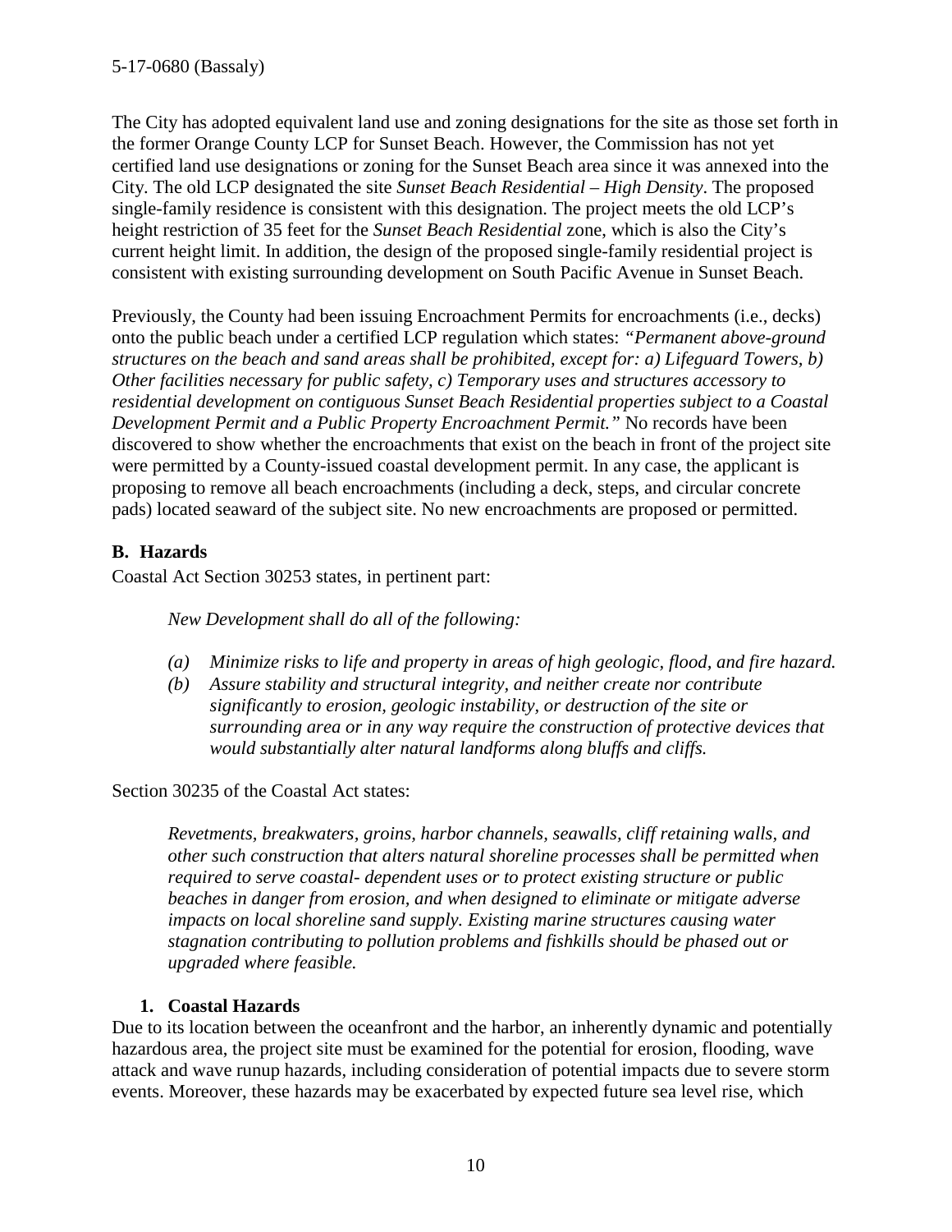The City has adopted equivalent land use and zoning designations for the site as those set forth in the former Orange County LCP for Sunset Beach. However, the Commission has not yet certified land use designations or zoning for the Sunset Beach area since it was annexed into the City. The old LCP designated the site *Sunset Beach Residential – High Density*. The proposed single-family residence is consistent with this designation. The project meets the old LCP's height restriction of 35 feet for the *Sunset Beach Residential* zone, which is also the City's current height limit. In addition, the design of the proposed single-family residential project is consistent with existing surrounding development on South Pacific Avenue in Sunset Beach.

Previously, the County had been issuing Encroachment Permits for encroachments (i.e., decks) onto the public beach under a certified LCP regulation which states: *"Permanent above-ground structures on the beach and sand areas shall be prohibited, except for: a) Lifeguard Towers, b) Other facilities necessary for public safety, c) Temporary uses and structures accessory to residential development on contiguous Sunset Beach Residential properties subject to a Coastal Development Permit and a Public Property Encroachment Permit."* No records have been discovered to show whether the encroachments that exist on the beach in front of the project site were permitted by a County-issued coastal development permit. In any case, the applicant is proposing to remove all beach encroachments (including a deck, steps, and circular concrete pads) located seaward of the subject site. No new encroachments are proposed or permitted.

### B. Hazards

Coastal Act Section 30253 states, in pertinent part:

> *New Development shall do all of the following:*
>
> *(a) Minimize risks to life and property in areas of high geologic, flood, and fire hazard.*
>
> *(b) Assure stability and structural integrity, and neither create nor contribute significantly to erosion, geologic instability, or destruction of the site or surrounding area or in any way require the construction of protective devices that would substantially alter natural landforms along bluffs and cliffs.*

Section 30235 of the Coastal Act states:

> *Revetments, breakwaters, groins, harbor channels, seawalls, cliff retaining walls, and other such construction that alters natural shoreline processes shall be permitted when required to serve coastal- dependent uses or to protect existing structure or public beaches in danger from erosion, and when designed to eliminate or mitigate adverse impacts on local shoreline sand supply. Existing marine structures causing water stagnation contributing to pollution problems and fishkills should be phased out or upgraded where feasible.*

#### 1. Coastal Hazards

Due to its location between the oceanfront and the harbor, an inherently dynamic and potentially hazardous area, the project site must be examined for the potential for erosion, flooding, wave attack and wave runup hazards, including consideration of potential impacts due to severe storm events. Moreover, these hazards may be exacerbated by expected future sea level rise, which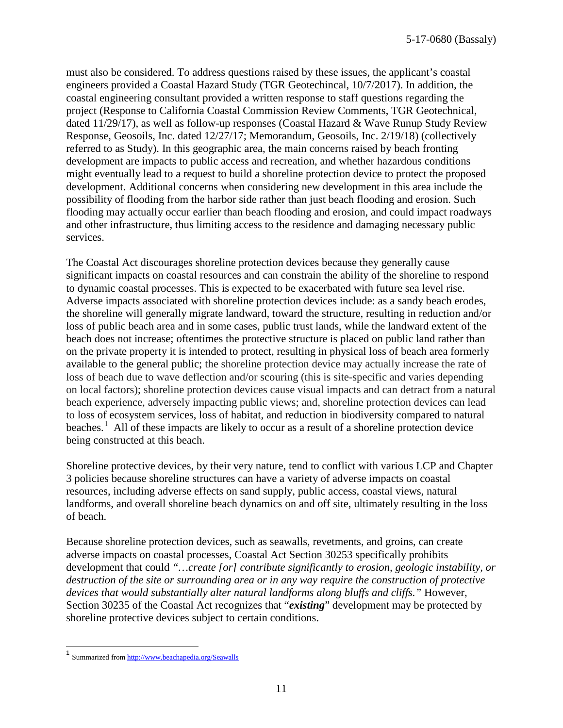must also be considered. To address questions raised by these issues, the applicant's coastal engineers provided a Coastal Hazard Study (TGR Geotechincal, 10/7/2017). In addition, the coastal engineering consultant provided a written response to staff questions regarding the project (Response to California Coastal Commission Review Comments, TGR Geotechnical, dated 11/29/17), as well as follow-up responses (Coastal Hazard & Wave Runup Study Review Response, Geosoils, Inc. dated 12/27/17; Memorandum, Geosoils, Inc. 2/19/18) (collectively referred to as Study). In this geographic area, the main concerns raised by beach fronting development are impacts to public access and recreation, and whether hazardous conditions might eventually lead to a request to build a shoreline protection device to protect the proposed development. Additional concerns when considering new development in this area include the possibility of flooding from the harbor side rather than just beach flooding and erosion. Such flooding may actually occur earlier than beach flooding and erosion, and could impact roadways and other infrastructure, thus limiting access to the residence and damaging necessary public services.

The Coastal Act discourages shoreline protection devices because they generally cause significant impacts on coastal resources and can constrain the ability of the shoreline to respond to dynamic coastal processes. This is expected to be exacerbated with future sea level rise. Adverse impacts associated with shoreline protection devices include: as a sandy beach erodes, the shoreline will generally migrate landward, toward the structure, resulting in reduction and/or loss of public beach area and in some cases, public trust lands, while the landward extent of the beach does not increase; oftentimes the protective structure is placed on public land rather than on the private property it is intended to protect, resulting in physical loss of beach area formerly available to the general public; the shoreline protection device may actually increase the rate of loss of beach due to wave deflection and/or scouring (this is site-specific and varies depending on local factors); shoreline protection devices cause visual impacts and can detract from a natural beach experience, adversely impacting public views; and, shoreline protection devices can lead to loss of ecosystem services, loss of habitat, and reduction in biodiversity compared to natural beaches.[1] All of these impacts are likely to occur as a result of a shoreline protection device being constructed at this beach.

Shoreline protective devices, by their very nature, tend to conflict with various LCP and Chapter 3 policies because shoreline structures can have a variety of adverse impacts on coastal resources, including adverse effects on sand supply, public access, coastal views, natural landforms, and overall shoreline beach dynamics on and off site, ultimately resulting in the loss of beach.

Because shoreline protection devices, such as seawalls, revetments, and groins, can create adverse impacts on coastal processes, Coastal Act Section 30253 specifically prohibits development that could *"…create [or] contribute significantly to erosion, geologic instability, or destruction of the site or surrounding area or in any way require the construction of protective devices that would substantially alter natural landforms along bluffs and cliffs."* However, Section 30235 of the Coastal Act recognizes that "***existing***" development may be protected by shoreline protective devices subject to certain conditions.

---

[1] Summarized from http://www.beachapedia.org/Seawalls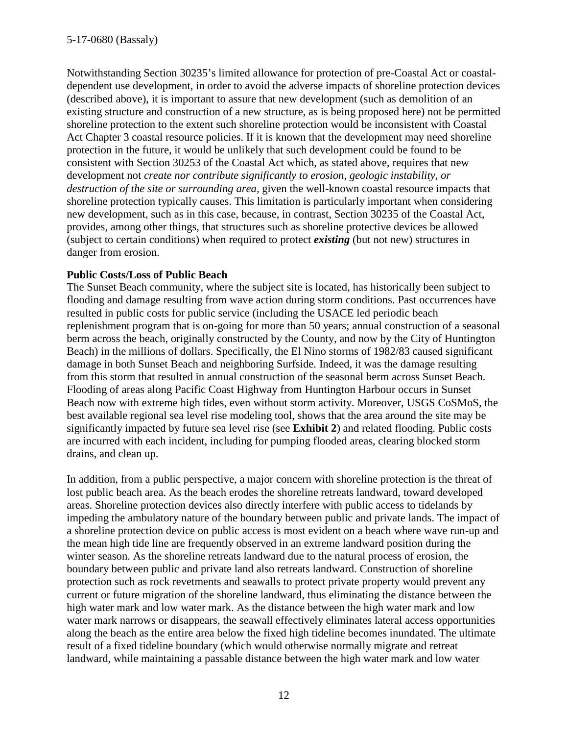Notwithstanding Section 30235's limited allowance for protection of pre-Coastal Act or coastal-dependent use development, in order to avoid the adverse impacts of shoreline protection devices (described above), it is important to assure that new development (such as demolition of an existing structure and construction of a new structure, as is being proposed here) not be permitted shoreline protection to the extent such shoreline protection would be inconsistent with Coastal Act Chapter 3 coastal resource policies. If it is known that the development may need shoreline protection in the future, it would be unlikely that such development could be found to be consistent with Section 30253 of the Coastal Act which, as stated above, requires that new development not *create nor contribute significantly to erosion, geologic instability, or destruction of the site or surrounding area,* given the well-known coastal resource impacts that shoreline protection typically causes. This limitation is particularly important when considering new development, such as in this case, because, in contrast, Section 30235 of the Coastal Act, provides, among other things, that structures such as shoreline protective devices be allowed (subject to certain conditions) when required to protect ***existing*** (but not new) structures in danger from erosion.

**Public Costs/Loss of Public Beach**

The Sunset Beach community, where the subject site is located, has historically been subject to flooding and damage resulting from wave action during storm conditions. Past occurrences have resulted in public costs for public service (including the USACE led periodic beach replenishment program that is on-going for more than 50 years; annual construction of a seasonal berm across the beach, originally constructed by the County, and now by the City of Huntington Beach) in the millions of dollars. Specifically, the El Nino storms of 1982/83 caused significant damage in both Sunset Beach and neighboring Surfside. Indeed, it was the damage resulting from this storm that resulted in annual construction of the seasonal berm across Sunset Beach. Flooding of areas along Pacific Coast Highway from Huntington Harbour occurs in Sunset Beach now with extreme high tides, even without storm activity. Moreover, USGS CoSMoS, the best available regional sea level rise modeling tool, shows that the area around the site may be significantly impacted by future sea level rise (see **Exhibit 2**) and related flooding. Public costs are incurred with each incident, including for pumping flooded areas, clearing blocked storm drains, and clean up.

In addition, from a public perspective, a major concern with shoreline protection is the threat of lost public beach area. As the beach erodes the shoreline retreats landward, toward developed areas. Shoreline protection devices also directly interfere with public access to tidelands by impeding the ambulatory nature of the boundary between public and private lands. The impact of a shoreline protection device on public access is most evident on a beach where wave run-up and the mean high tide line are frequently observed in an extreme landward position during the winter season. As the shoreline retreats landward due to the natural process of erosion, the boundary between public and private land also retreats landward. Construction of shoreline protection such as rock revetments and seawalls to protect private property would prevent any current or future migration of the shoreline landward, thus eliminating the distance between the high water mark and low water mark. As the distance between the high water mark and low water mark narrows or disappears, the seawall effectively eliminates lateral access opportunities along the beach as the entire area below the fixed high tideline becomes inundated. The ultimate result of a fixed tideline boundary (which would otherwise normally migrate and retreat landward, while maintaining a passable distance between the high water mark and low water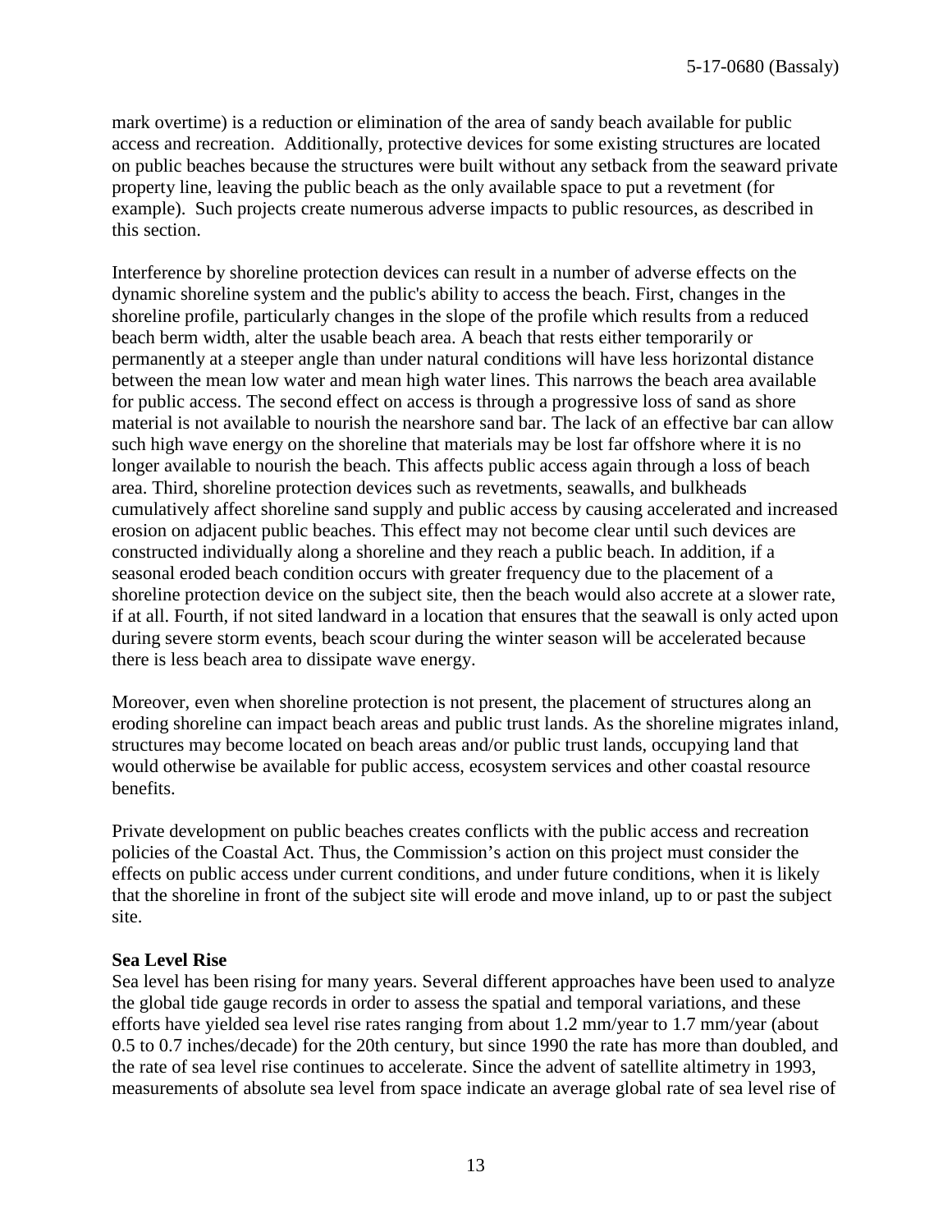mark overtime) is a reduction or elimination of the area of sandy beach available for public access and recreation. Additionally, protective devices for some existing structures are located on public beaches because the structures were built without any setback from the seaward private property line, leaving the public beach as the only available space to put a revetment (for example). Such projects create numerous adverse impacts to public resources, as described in this section.

Interference by shoreline protection devices can result in a number of adverse effects on the dynamic shoreline system and the public's ability to access the beach. First, changes in the shoreline profile, particularly changes in the slope of the profile which results from a reduced beach berm width, alter the usable beach area. A beach that rests either temporarily or permanently at a steeper angle than under natural conditions will have less horizontal distance between the mean low water and mean high water lines. This narrows the beach area available for public access. The second effect on access is through a progressive loss of sand as shore material is not available to nourish the nearshore sand bar. The lack of an effective bar can allow such high wave energy on the shoreline that materials may be lost far offshore where it is no longer available to nourish the beach. This affects public access again through a loss of beach area. Third, shoreline protection devices such as revetments, seawalls, and bulkheads cumulatively affect shoreline sand supply and public access by causing accelerated and increased erosion on adjacent public beaches. This effect may not become clear until such devices are constructed individually along a shoreline and they reach a public beach. In addition, if a seasonal eroded beach condition occurs with greater frequency due to the placement of a shoreline protection device on the subject site, then the beach would also accrete at a slower rate, if at all. Fourth, if not sited landward in a location that ensures that the seawall is only acted upon during severe storm events, beach scour during the winter season will be accelerated because there is less beach area to dissipate wave energy.

Moreover, even when shoreline protection is not present, the placement of structures along an eroding shoreline can impact beach areas and public trust lands. As the shoreline migrates inland, structures may become located on beach areas and/or public trust lands, occupying land that would otherwise be available for public access, ecosystem services and other coastal resource benefits.

Private development on public beaches creates conflicts with the public access and recreation policies of the Coastal Act. Thus, the Commission's action on this project must consider the effects on public access under current conditions, and under future conditions, when it is likely that the shoreline in front of the subject site will erode and move inland, up to or past the subject site.

**Sea Level Rise**

Sea level has been rising for many years. Several different approaches have been used to analyze the global tide gauge records in order to assess the spatial and temporal variations, and these efforts have yielded sea level rise rates ranging from about 1.2 mm/year to 1.7 mm/year (about 0.5 to 0.7 inches/decade) for the 20th century, but since 1990 the rate has more than doubled, and the rate of sea level rise continues to accelerate. Since the advent of satellite altimetry in 1993, measurements of absolute sea level from space indicate an average global rate of sea level rise of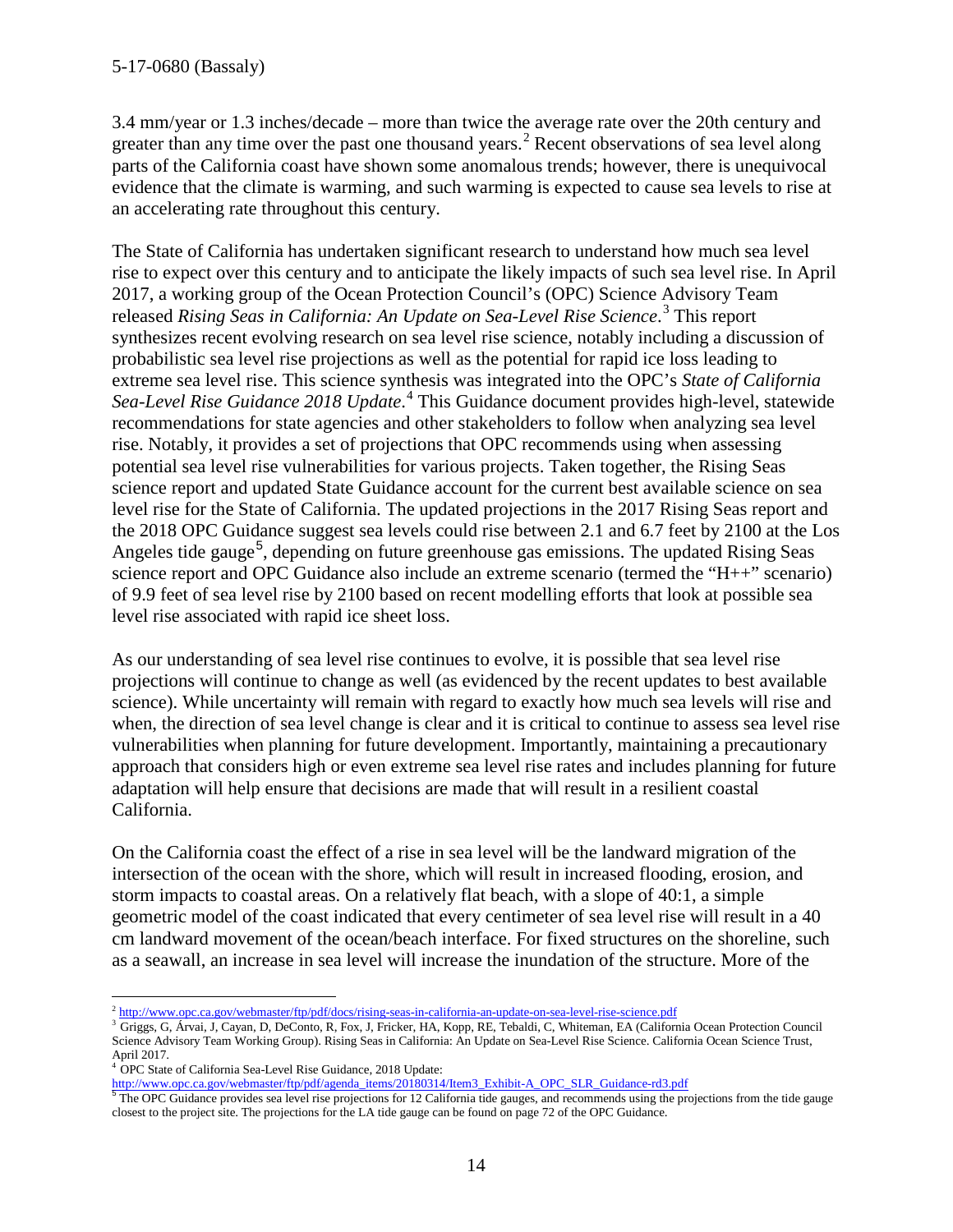3.4 mm/year or 1.3 inches/decade – more than twice the average rate over the 20th century and greater than any time over the past one thousand years.[2] Recent observations of sea level along parts of the California coast have shown some anomalous trends; however, there is unequivocal evidence that the climate is warming, and such warming is expected to cause sea levels to rise at an accelerating rate throughout this century.

The State of California has undertaken significant research to understand how much sea level rise to expect over this century and to anticipate the likely impacts of such sea level rise. In April 2017, a working group of the Ocean Protection Council's (OPC) Science Advisory Team released *Rising Seas in California: An Update on Sea-Level Rise Science*.[3] This report synthesizes recent evolving research on sea level rise science, notably including a discussion of probabilistic sea level rise projections as well as the potential for rapid ice loss leading to extreme sea level rise. This science synthesis was integrated into the OPC's *State of California Sea-Level Rise Guidance 2018 Update*.[4] This Guidance document provides high-level, statewide recommendations for state agencies and other stakeholders to follow when analyzing sea level rise. Notably, it provides a set of projections that OPC recommends using when assessing potential sea level rise vulnerabilities for various projects. Taken together, the Rising Seas science report and updated State Guidance account for the current best available science on sea level rise for the State of California. The updated projections in the 2017 Rising Seas report and the 2018 OPC Guidance suggest sea levels could rise between 2.1 and 6.7 feet by 2100 at the Los Angeles tide gauge[5], depending on future greenhouse gas emissions. The updated Rising Seas science report and OPC Guidance also include an extreme scenario (termed the "H++" scenario) of 9.9 feet of sea level rise by 2100 based on recent modelling efforts that look at possible sea level rise associated with rapid ice sheet loss.

As our understanding of sea level rise continues to evolve, it is possible that sea level rise projections will continue to change as well (as evidenced by the recent updates to best available science). While uncertainty will remain with regard to exactly how much sea levels will rise and when, the direction of sea level change is clear and it is critical to continue to assess sea level rise vulnerabilities when planning for future development. Importantly, maintaining a precautionary approach that considers high or even extreme sea level rise rates and includes planning for future adaptation will help ensure that decisions are made that will result in a resilient coastal California.

On the California coast the effect of a rise in sea level will be the landward migration of the intersection of the ocean with the shore, which will result in increased flooding, erosion, and storm impacts to coastal areas. On a relatively flat beach, with a slope of 40:1, a simple geometric model of the coast indicated that every centimeter of sea level rise will result in a 40 cm landward movement of the ocean/beach interface. For fixed structures on the shoreline, such as a seawall, an increase in sea level will increase the inundation of the structure. More of the

---

[2] http://www.opc.ca.gov/webmaster/ftp/pdf/docs/rising-seas-in-california-an-update-on-sea-level-rise-science.pdf

[3] Griggs, G, Árvai, J, Cayan, D, DeConto, R, Fox, J, Fricker, HA, Kopp, RE, Tebaldi, C, Whiteman, EA (California Ocean Protection Council Science Advisory Team Working Group). Rising Seas in California: An Update on Sea-Level Rise Science. California Ocean Science Trust, April 2017.

[4] OPC State of California Sea-Level Rise Guidance, 2018 Update: http://www.opc.ca.gov/webmaster/ftp/pdf/agenda_items/20180314/Item3_Exhibit-A_OPC_SLR_Guidance-rd3.pdf

[5] The OPC Guidance provides sea level rise projections for 12 California tide gauges, and recommends using the projections from the tide gauge closest to the project site. The projections for the LA tide gauge can be found on page 72 of the OPC Guidance.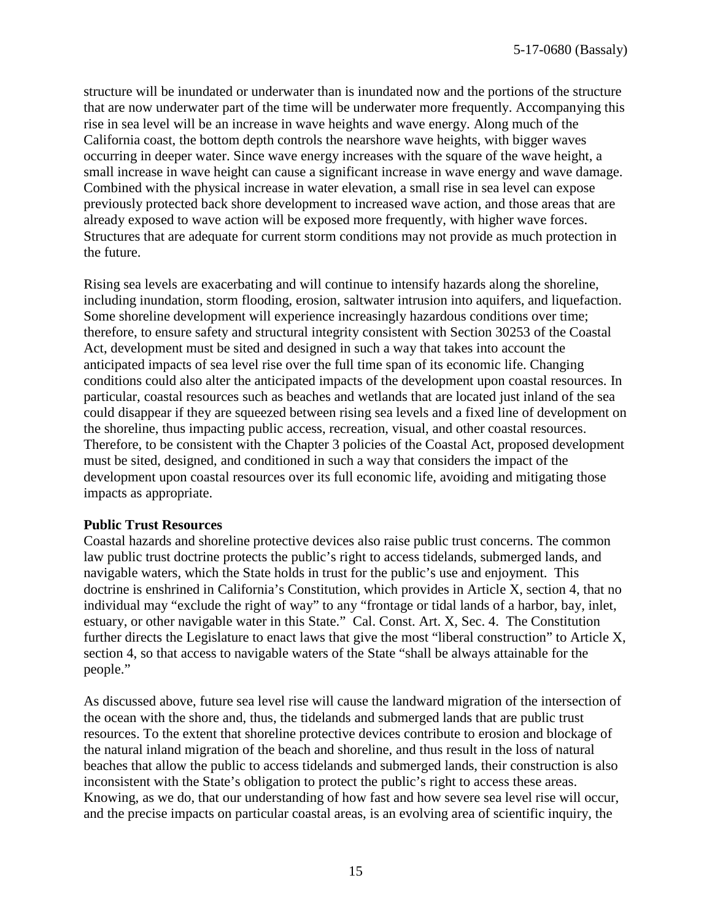structure will be inundated or underwater than is inundated now and the portions of the structure that are now underwater part of the time will be underwater more frequently. Accompanying this rise in sea level will be an increase in wave heights and wave energy. Along much of the California coast, the bottom depth controls the nearshore wave heights, with bigger waves occurring in deeper water. Since wave energy increases with the square of the wave height, a small increase in wave height can cause a significant increase in wave energy and wave damage. Combined with the physical increase in water elevation, a small rise in sea level can expose previously protected back shore development to increased wave action, and those areas that are already exposed to wave action will be exposed more frequently, with higher wave forces. Structures that are adequate for current storm conditions may not provide as much protection in the future.

Rising sea levels are exacerbating and will continue to intensify hazards along the shoreline, including inundation, storm flooding, erosion, saltwater intrusion into aquifers, and liquefaction. Some shoreline development will experience increasingly hazardous conditions over time; therefore, to ensure safety and structural integrity consistent with Section 30253 of the Coastal Act, development must be sited and designed in such a way that takes into account the anticipated impacts of sea level rise over the full time span of its economic life. Changing conditions could also alter the anticipated impacts of the development upon coastal resources. In particular, coastal resources such as beaches and wetlands that are located just inland of the sea could disappear if they are squeezed between rising sea levels and a fixed line of development on the shoreline, thus impacting public access, recreation, visual, and other coastal resources. Therefore, to be consistent with the Chapter 3 policies of the Coastal Act, proposed development must be sited, designed, and conditioned in such a way that considers the impact of the development upon coastal resources over its full economic life, avoiding and mitigating those impacts as appropriate.

**Public Trust Resources**

Coastal hazards and shoreline protective devices also raise public trust concerns. The common law public trust doctrine protects the public's right to access tidelands, submerged lands, and navigable waters, which the State holds in trust for the public's use and enjoyment. This doctrine is enshrined in California's Constitution, which provides in Article X, section 4, that no individual may "exclude the right of way" to any "frontage or tidal lands of a harbor, bay, inlet, estuary, or other navigable water in this State." Cal. Const. Art. X, Sec. 4. The Constitution further directs the Legislature to enact laws that give the most "liberal construction" to Article X, section 4, so that access to navigable waters of the State "shall be always attainable for the people."

As discussed above, future sea level rise will cause the landward migration of the intersection of the ocean with the shore and, thus, the tidelands and submerged lands that are public trust resources. To the extent that shoreline protective devices contribute to erosion and blockage of the natural inland migration of the beach and shoreline, and thus result in the loss of natural beaches that allow the public to access tidelands and submerged lands, their construction is also inconsistent with the State's obligation to protect the public's right to access these areas. Knowing, as we do, that our understanding of how fast and how severe sea level rise will occur, and the precise impacts on particular coastal areas, is an evolving area of scientific inquiry, the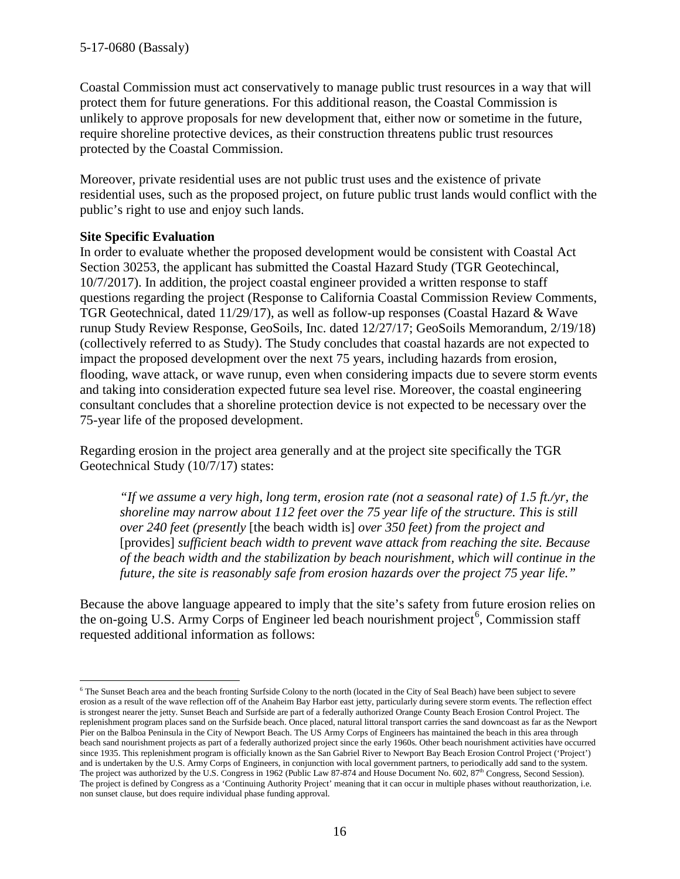Coastal Commission must act conservatively to manage public trust resources in a way that will protect them for future generations. For this additional reason, the Coastal Commission is unlikely to approve proposals for new development that, either now or sometime in the future, require shoreline protective devices, as their construction threatens public trust resources protected by the Coastal Commission.

Moreover, private residential uses are not public trust uses and the existence of private residential uses, such as the proposed project, on future public trust lands would conflict with the public's right to use and enjoy such lands.

**Site Specific Evaluation**

In order to evaluate whether the proposed development would be consistent with Coastal Act Section 30253, the applicant has submitted the Coastal Hazard Study (TGR Geotechincal, 10/7/2017). In addition, the project coastal engineer provided a written response to staff questions regarding the project (Response to California Coastal Commission Review Comments, TGR Geotechnical, dated 11/29/17), as well as follow-up responses (Coastal Hazard & Wave runup Study Review Response, GeoSoils, Inc. dated 12/27/17; GeoSoils Memorandum, 2/19/18) (collectively referred to as Study). The Study concludes that coastal hazards are not expected to impact the proposed development over the next 75 years, including hazards from erosion, flooding, wave attack, or wave runup, even when considering impacts due to severe storm events and taking into consideration expected future sea level rise. Moreover, the coastal engineering consultant concludes that a shoreline protection device is not expected to be necessary over the 75-year life of the proposed development.

Regarding erosion in the project area generally and at the project site specifically the TGR Geotechnical Study (10/7/17) states:

> *"If we assume a very high, long term, erosion rate (not a seasonal rate) of 1.5 ft./yr, the shoreline may narrow about 112 feet over the 75 year life of the structure. This is still over 240 feet (presently* [the beach width is] *over 350 feet) from the project and* [provides] *sufficient beach width to prevent wave attack from reaching the site. Because of the beach width and the stabilization by beach nourishment, which will continue in the future, the site is reasonably safe from erosion hazards over the project 75 year life."*

Because the above language appeared to imply that the site's safety from future erosion relies on the on-going U.S. Army Corps of Engineer led beach nourishment project[6], Commission staff requested additional information as follows:

[6] The Sunset Beach area and the beach fronting Surfside Colony to the north (located in the City of Seal Beach) have been subject to severe erosion as a result of the wave reflection off of the Anaheim Bay Harbor east jetty, particularly during severe storm events. The reflection effect is strongest nearer the jetty. Sunset Beach and Surfside are part of a federally authorized Orange County Beach Erosion Control Project. The replenishment program places sand on the Surfside beach. Once placed, natural littoral transport carries the sand downcoast as far as the Newport Pier on the Balboa Peninsula in the City of Newport Beach. The US Army Corps of Engineers has maintained the beach in this area through beach sand nourishment projects as part of a federally authorized project since the early 1960s. Other beach nourishment activities have occurred since 1935. This replenishment program is officially known as the San Gabriel River to Newport Bay Beach Erosion Control Project ('Project') and is undertaken by the U.S. Army Corps of Engineers, in conjunction with local government partners, to periodically add sand to the system. The project was authorized by the U.S. Congress in 1962 (Public Law 87-874 and House Document No. 602, 87th Congress, Second Session). The project is defined by Congress as a 'Continuing Authority Project' meaning that it can occur in multiple phases without reauthorization, i.e. non sunset clause, but does require individual phase funding approval.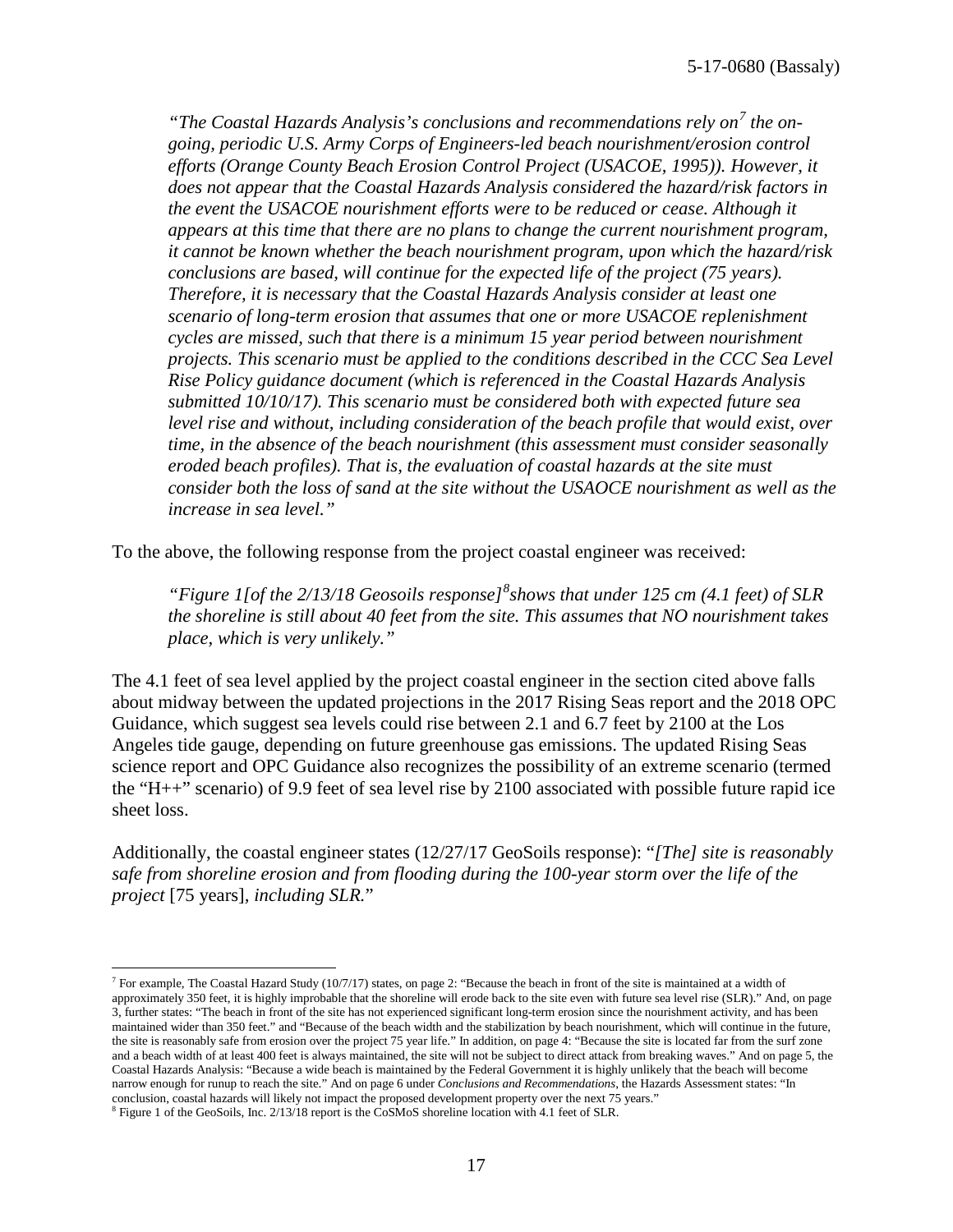*"The Coastal Hazards Analysis's conclusions and recommendations rely on*[7] *the on-going, periodic U.S. Army Corps of Engineers-led beach nourishment/erosion control efforts (Orange County Beach Erosion Control Project (USACOE, 1995)). However, it does not appear that the Coastal Hazards Analysis considered the hazard/risk factors in the event the USACOE nourishment efforts were to be reduced or cease. Although it appears at this time that there are no plans to change the current nourishment program, it cannot be known whether the beach nourishment program, upon which the hazard/risk conclusions are based, will continue for the expected life of the project (75 years). Therefore, it is necessary that the Coastal Hazards Analysis consider at least one scenario of long-term erosion that assumes that one or more USACOE replenishment cycles are missed, such that there is a minimum 15 year period between nourishment projects. This scenario must be applied to the conditions described in the CCC Sea Level Rise Policy guidance document (which is referenced in the Coastal Hazards Analysis submitted 10/10/17). This scenario must be considered both with expected future sea level rise and without, including consideration of the beach profile that would exist, over time, in the absence of the beach nourishment (this assessment must consider seasonally eroded beach profiles). That is, the evaluation of coastal hazards at the site must consider both the loss of sand at the site without the USAOCE nourishment as well as the increase in sea level."*

To the above, the following response from the project coastal engineer was received:

*"Figure 1[of the 2/13/18 Geosoils response]*[8]*shows that under 125 cm (4.1 feet) of SLR the shoreline is still about 40 feet from the site. This assumes that NO nourishment takes place, which is very unlikely."*

The 4.1 feet of sea level applied by the project coastal engineer in the section cited above falls about midway between the updated projections in the 2017 Rising Seas report and the 2018 OPC Guidance, which suggest sea levels could rise between 2.1 and 6.7 feet by 2100 at the Los Angeles tide gauge, depending on future greenhouse gas emissions. The updated Rising Seas science report and OPC Guidance also recognizes the possibility of an extreme scenario (termed the "H++" scenario) of 9.9 feet of sea level rise by 2100 associated with possible future rapid ice sheet loss.

Additionally, the coastal engineer states (12/27/17 GeoSoils response): "*[The] site is reasonably safe from shoreline erosion and from flooding during the 100-year storm over the life of the project* [75 years], *including SLR.*"

---

[7] For example, The Coastal Hazard Study (10/7/17) states, on page 2: "Because the beach in front of the site is maintained at a width of approximately 350 feet, it is highly improbable that the shoreline will erode back to the site even with future sea level rise (SLR)." And, on page 3, further states: "The beach in front of the site has not experienced significant long-term erosion since the nourishment activity, and has been maintained wider than 350 feet." and "Because of the beach width and the stabilization by beach nourishment, which will continue in the future, the site is reasonably safe from erosion over the project 75 year life." In addition, on page 4: "Because the site is located far from the surf zone and a beach width of at least 400 feet is always maintained, the site will not be subject to direct attack from breaking waves." And on page 5, the Coastal Hazards Analysis: "Because a wide beach is maintained by the Federal Government it is highly unlikely that the beach will become narrow enough for runup to reach the site." And on page 6 under *Conclusions and Recommendations*, the Hazards Assessment states: "In conclusion, coastal hazards will likely not impact the proposed development property over the next 75 years."

[8] Figure 1 of the GeoSoils, Inc. 2/13/18 report is the CoSMoS shoreline location with 4.1 feet of SLR.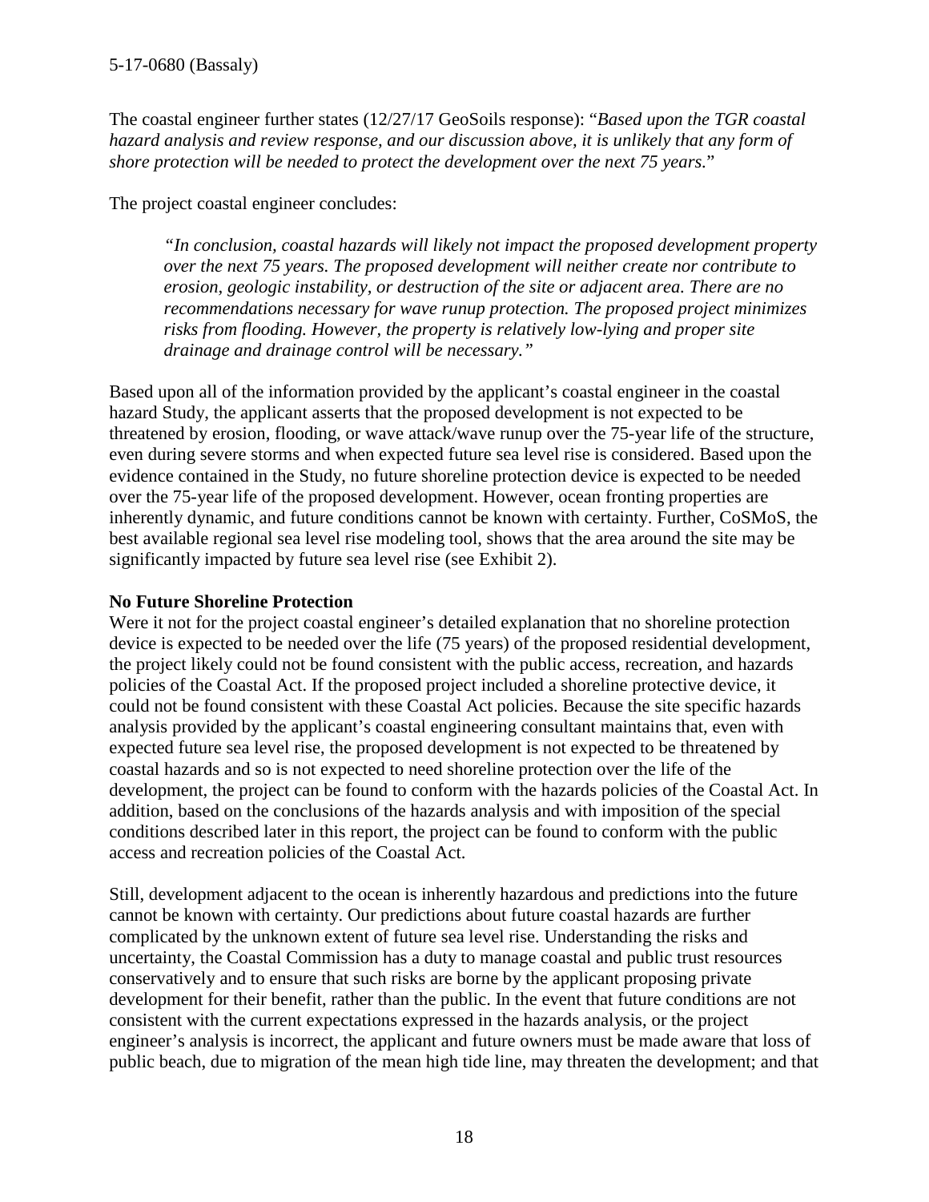The coastal engineer further states (12/27/17 GeoSoils response): "*Based upon the TGR coastal hazard analysis and review response, and our discussion above, it is unlikely that any form of shore protection will be needed to protect the development over the next 75 years.*"

The project coastal engineer concludes:

> *"In conclusion, coastal hazards will likely not impact the proposed development property over the next 75 years. The proposed development will neither create nor contribute to erosion, geologic instability, or destruction of the site or adjacent area. There are no recommendations necessary for wave runup protection. The proposed project minimizes risks from flooding. However, the property is relatively low-lying and proper site drainage and drainage control will be necessary."*

Based upon all of the information provided by the applicant's coastal engineer in the coastal hazard Study, the applicant asserts that the proposed development is not expected to be threatened by erosion, flooding, or wave attack/wave runup over the 75-year life of the structure, even during severe storms and when expected future sea level rise is considered. Based upon the evidence contained in the Study, no future shoreline protection device is expected to be needed over the 75-year life of the proposed development. However, ocean fronting properties are inherently dynamic, and future conditions cannot be known with certainty. Further, CoSMoS, the best available regional sea level rise modeling tool, shows that the area around the site may be significantly impacted by future sea level rise (see Exhibit 2).

**No Future Shoreline Protection**

Were it not for the project coastal engineer's detailed explanation that no shoreline protection device is expected to be needed over the life (75 years) of the proposed residential development, the project likely could not be found consistent with the public access, recreation, and hazards policies of the Coastal Act. If the proposed project included a shoreline protective device, it could not be found consistent with these Coastal Act policies. Because the site specific hazards analysis provided by the applicant's coastal engineering consultant maintains that, even with expected future sea level rise, the proposed development is not expected to be threatened by coastal hazards and so is not expected to need shoreline protection over the life of the development, the project can be found to conform with the hazards policies of the Coastal Act. In addition, based on the conclusions of the hazards analysis and with imposition of the special conditions described later in this report, the project can be found to conform with the public access and recreation policies of the Coastal Act.

Still, development adjacent to the ocean is inherently hazardous and predictions into the future cannot be known with certainty. Our predictions about future coastal hazards are further complicated by the unknown extent of future sea level rise. Understanding the risks and uncertainty, the Coastal Commission has a duty to manage coastal and public trust resources conservatively and to ensure that such risks are borne by the applicant proposing private development for their benefit, rather than the public. In the event that future conditions are not consistent with the current expectations expressed in the hazards analysis, or the project engineer's analysis is incorrect, the applicant and future owners must be made aware that loss of public beach, due to migration of the mean high tide line, may threaten the development; and that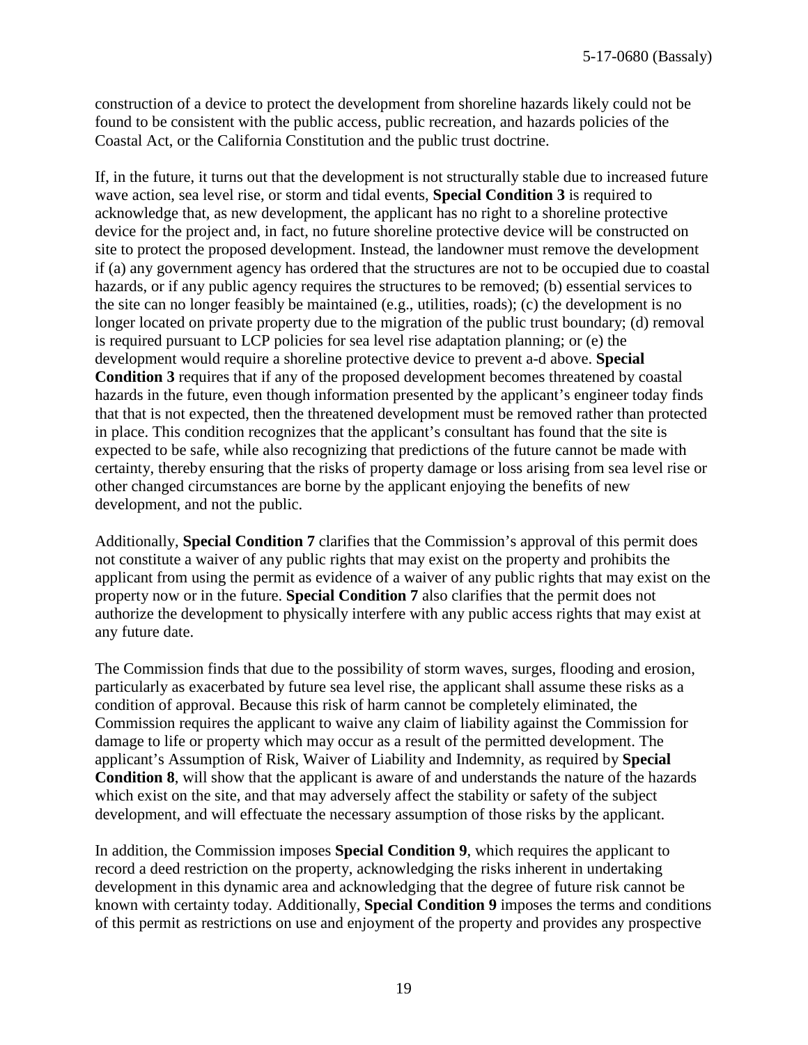construction of a device to protect the development from shoreline hazards likely could not be found to be consistent with the public access, public recreation, and hazards policies of the Coastal Act, or the California Constitution and the public trust doctrine.

If, in the future, it turns out that the development is not structurally stable due to increased future wave action, sea level rise, or storm and tidal events, **Special Condition 3** is required to acknowledge that, as new development, the applicant has no right to a shoreline protective device for the project and, in fact, no future shoreline protective device will be constructed on site to protect the proposed development. Instead, the landowner must remove the development if (a) any government agency has ordered that the structures are not to be occupied due to coastal hazards, or if any public agency requires the structures to be removed; (b) essential services to the site can no longer feasibly be maintained (e.g., utilities, roads); (c) the development is no longer located on private property due to the migration of the public trust boundary; (d) removal is required pursuant to LCP policies for sea level rise adaptation planning; or (e) the development would require a shoreline protective device to prevent a-d above. **Special Condition 3** requires that if any of the proposed development becomes threatened by coastal hazards in the future, even though information presented by the applicant's engineer today finds that that is not expected, then the threatened development must be removed rather than protected in place. This condition recognizes that the applicant's consultant has found that the site is expected to be safe, while also recognizing that predictions of the future cannot be made with certainty, thereby ensuring that the risks of property damage or loss arising from sea level rise or other changed circumstances are borne by the applicant enjoying the benefits of new development, and not the public.

Additionally, **Special Condition 7** clarifies that the Commission's approval of this permit does not constitute a waiver of any public rights that may exist on the property and prohibits the applicant from using the permit as evidence of a waiver of any public rights that may exist on the property now or in the future. **Special Condition 7** also clarifies that the permit does not authorize the development to physically interfere with any public access rights that may exist at any future date.

The Commission finds that due to the possibility of storm waves, surges, flooding and erosion, particularly as exacerbated by future sea level rise, the applicant shall assume these risks as a condition of approval. Because this risk of harm cannot be completely eliminated, the Commission requires the applicant to waive any claim of liability against the Commission for damage to life or property which may occur as a result of the permitted development. The applicant's Assumption of Risk, Waiver of Liability and Indemnity, as required by **Special Condition 8**, will show that the applicant is aware of and understands the nature of the hazards which exist on the site, and that may adversely affect the stability or safety of the subject development, and will effectuate the necessary assumption of those risks by the applicant.

In addition, the Commission imposes **Special Condition 9**, which requires the applicant to record a deed restriction on the property, acknowledging the risks inherent in undertaking development in this dynamic area and acknowledging that the degree of future risk cannot be known with certainty today. Additionally, **Special Condition 9** imposes the terms and conditions of this permit as restrictions on use and enjoyment of the property and provides any prospective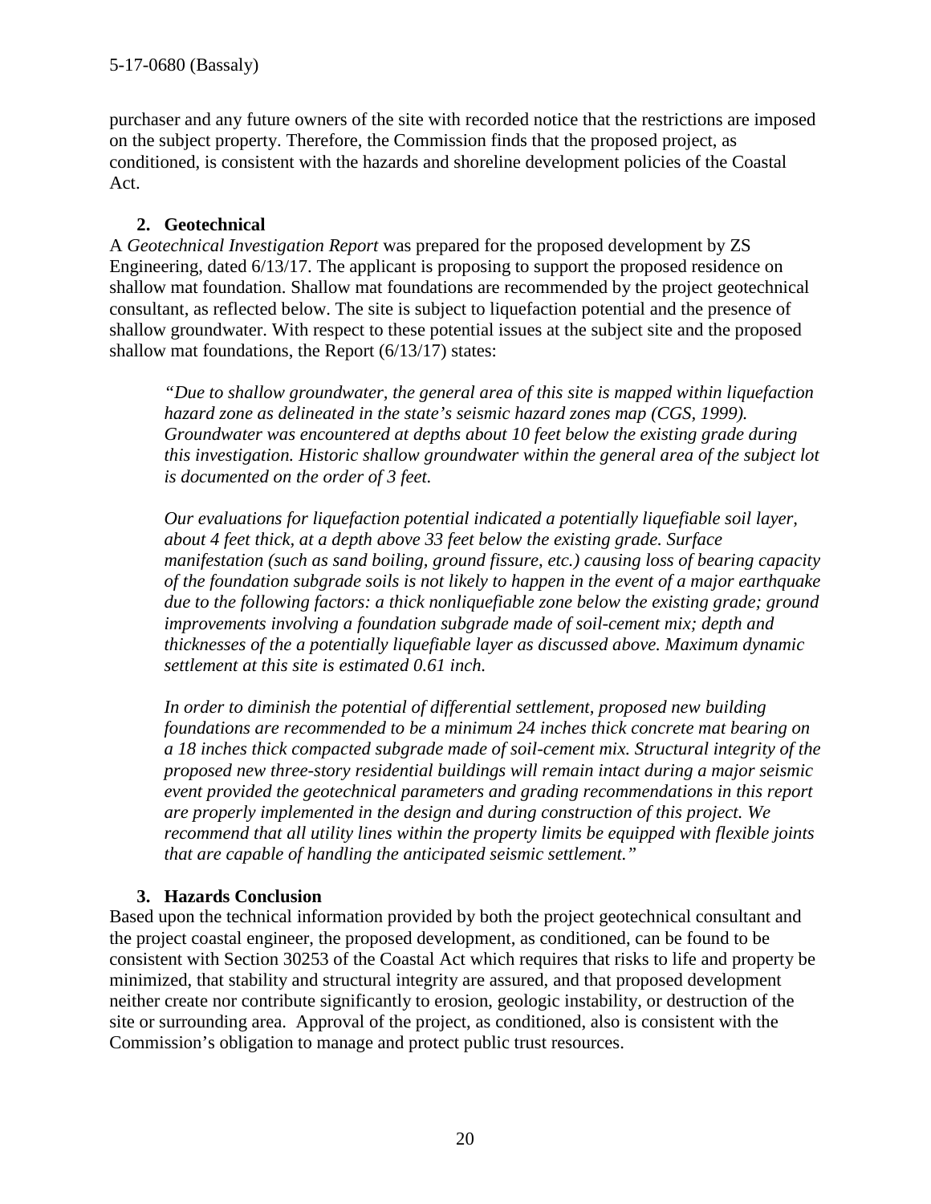purchaser and any future owners of the site with recorded notice that the restrictions are imposed on the subject property. Therefore, the Commission finds that the proposed project, as conditioned, is consistent with the hazards and shoreline development policies of the Coastal Act.

### 2. Geotechnical

A *Geotechnical Investigation Report* was prepared for the proposed development by ZS Engineering, dated 6/13/17. The applicant is proposing to support the proposed residence on shallow mat foundation. Shallow mat foundations are recommended by the project geotechnical consultant, as reflected below. The site is subject to liquefaction potential and the presence of shallow groundwater. With respect to these potential issues at the subject site and the proposed shallow mat foundations, the Report (6/13/17) states:

> *"Due to shallow groundwater, the general area of this site is mapped within liquefaction hazard zone as delineated in the state's seismic hazard zones map (CGS, 1999). Groundwater was encountered at depths about 10 feet below the existing grade during this investigation. Historic shallow groundwater within the general area of the subject lot is documented on the order of 3 feet.*
>
> *Our evaluations for liquefaction potential indicated a potentially liquefiable soil layer, about 4 feet thick, at a depth above 33 feet below the existing grade. Surface manifestation (such as sand boiling, ground fissure, etc.) causing loss of bearing capacity of the foundation subgrade soils is not likely to happen in the event of a major earthquake due to the following factors: a thick nonliquefiable zone below the existing grade; ground improvements involving a foundation subgrade made of soil-cement mix; depth and thicknesses of the a potentially liquefiable layer as discussed above. Maximum dynamic settlement at this site is estimated 0.61 inch.*
>
> *In order to diminish the potential of differential settlement, proposed new building foundations are recommended to be a minimum 24 inches thick concrete mat bearing on a 18 inches thick compacted subgrade made of soil-cement mix. Structural integrity of the proposed new three-story residential buildings will remain intact during a major seismic event provided the geotechnical parameters and grading recommendations in this report are properly implemented in the design and during construction of this project. We recommend that all utility lines within the property limits be equipped with flexible joints that are capable of handling the anticipated seismic settlement."*

### 3. Hazards Conclusion

Based upon the technical information provided by both the project geotechnical consultant and the project coastal engineer, the proposed development, as conditioned, can be found to be consistent with Section 30253 of the Coastal Act which requires that risks to life and property be minimized, that stability and structural integrity are assured, and that proposed development neither create nor contribute significantly to erosion, geologic instability, or destruction of the site or surrounding area. Approval of the project, as conditioned, also is consistent with the Commission's obligation to manage and protect public trust resources.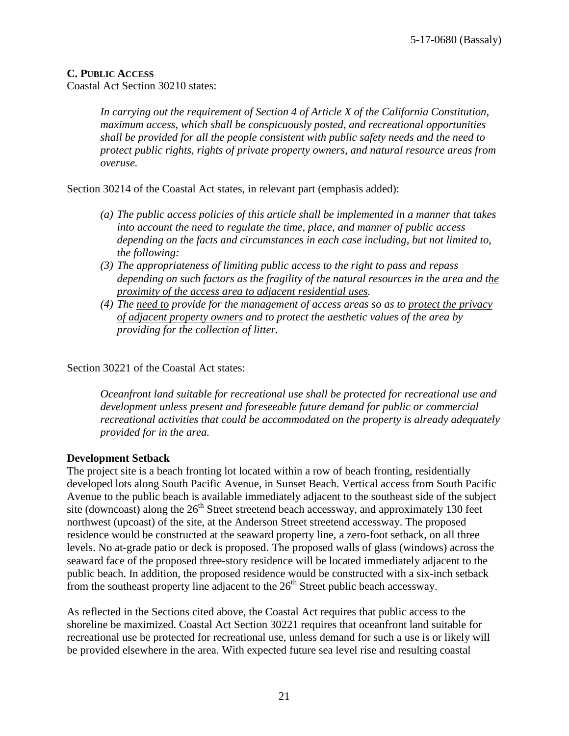**C. PUBLIC ACCESS**

Coastal Act Section 30210 states:

> *In carrying out the requirement of Section 4 of Article X of the California Constitution, maximum access, which shall be conspicuously posted, and recreational opportunities shall be provided for all the people consistent with public safety needs and the need to protect public rights, rights of private property owners, and natural resource areas from overuse.*

Section 30214 of the Coastal Act states, in relevant part (emphasis added):

> *(a) The public access policies of this article shall be implemented in a manner that takes into account the need to regulate the time, place, and manner of public access depending on the facts and circumstances in each case including, but not limited to, the following:*
>
> *(3) The appropriateness of limiting public access to the right to pass and repass depending on such factors as the fragility of the natural resources in the area and <u>the proximity of the access area to adjacent residential uses</u>.*
>
> *(4) The <u>need to</u> provide for the management of access areas so as to <u>protect the privacy of adjacent property owners</u> and to protect the aesthetic values of the area by providing for the collection of litter.*

Section 30221 of the Coastal Act states:

> *Oceanfront land suitable for recreational use shall be protected for recreational use and development unless present and foreseeable future demand for public or commercial recreational activities that could be accommodated on the property is already adequately provided for in the area.*

**Development Setback**

The project site is a beach fronting lot located within a row of beach fronting, residentially developed lots along South Pacific Avenue, in Sunset Beach. Vertical access from South Pacific Avenue to the public beach is available immediately adjacent to the southeast side of the subject site (downcoast) along the 26th Street streetend beach accessway, and approximately 130 feet northwest (upcoast) of the site, at the Anderson Street streetend accessway. The proposed residence would be constructed at the seaward property line, a zero-foot setback, on all three levels. No at-grade patio or deck is proposed. The proposed walls of glass (windows) across the seaward face of the proposed three-story residence will be located immediately adjacent to the public beach. In addition, the proposed residence would be constructed with a six-inch setback from the southeast property line adjacent to the 26th Street public beach accessway.

As reflected in the Sections cited above, the Coastal Act requires that public access to the shoreline be maximized. Coastal Act Section 30221 requires that oceanfront land suitable for recreational use be protected for recreational use, unless demand for such a use is or likely will be provided elsewhere in the area. With expected future sea level rise and resulting coastal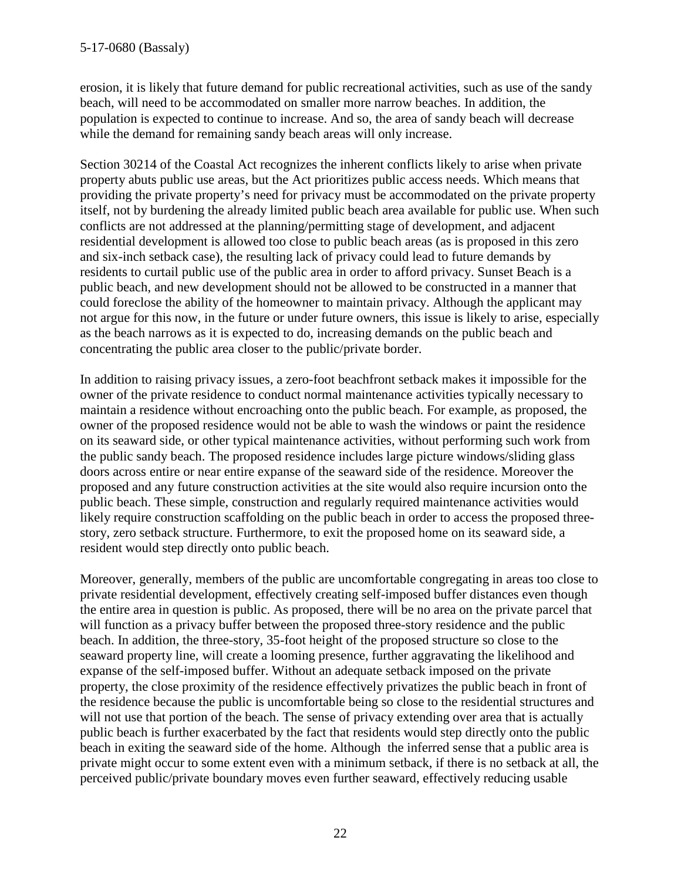erosion, it is likely that future demand for public recreational activities, such as use of the sandy beach, will need to be accommodated on smaller more narrow beaches. In addition, the population is expected to continue to increase. And so, the area of sandy beach will decrease while the demand for remaining sandy beach areas will only increase.

Section 30214 of the Coastal Act recognizes the inherent conflicts likely to arise when private property abuts public use areas, but the Act prioritizes public access needs. Which means that providing the private property's need for privacy must be accommodated on the private property itself, not by burdening the already limited public beach area available for public use. When such conflicts are not addressed at the planning/permitting stage of development, and adjacent residential development is allowed too close to public beach areas (as is proposed in this zero and six-inch setback case), the resulting lack of privacy could lead to future demands by residents to curtail public use of the public area in order to afford privacy. Sunset Beach is a public beach, and new development should not be allowed to be constructed in a manner that could foreclose the ability of the homeowner to maintain privacy. Although the applicant may not argue for this now, in the future or under future owners, this issue is likely to arise, especially as the beach narrows as it is expected to do, increasing demands on the public beach and concentrating the public area closer to the public/private border.

In addition to raising privacy issues, a zero-foot beachfront setback makes it impossible for the owner of the private residence to conduct normal maintenance activities typically necessary to maintain a residence without encroaching onto the public beach. For example, as proposed, the owner of the proposed residence would not be able to wash the windows or paint the residence on its seaward side, or other typical maintenance activities, without performing such work from the public sandy beach. The proposed residence includes large picture windows/sliding glass doors across entire or near entire expanse of the seaward side of the residence. Moreover the proposed and any future construction activities at the site would also require incursion onto the public beach. These simple, construction and regularly required maintenance activities would likely require construction scaffolding on the public beach in order to access the proposed three-story, zero setback structure. Furthermore, to exit the proposed home on its seaward side, a resident would step directly onto public beach.

Moreover, generally, members of the public are uncomfortable congregating in areas too close to private residential development, effectively creating self-imposed buffer distances even though the entire area in question is public. As proposed, there will be no area on the private parcel that will function as a privacy buffer between the proposed three-story residence and the public beach. In addition, the three-story, 35-foot height of the proposed structure so close to the seaward property line, will create a looming presence, further aggravating the likelihood and expanse of the self-imposed buffer. Without an adequate setback imposed on the private property, the close proximity of the residence effectively privatizes the public beach in front of the residence because the public is uncomfortable being so close to the residential structures and will not use that portion of the beach. The sense of privacy extending over area that is actually public beach is further exacerbated by the fact that residents would step directly onto the public beach in exiting the seaward side of the home. Although the inferred sense that a public area is private might occur to some extent even with a minimum setback, if there is no setback at all, the perceived public/private boundary moves even further seaward, effectively reducing usable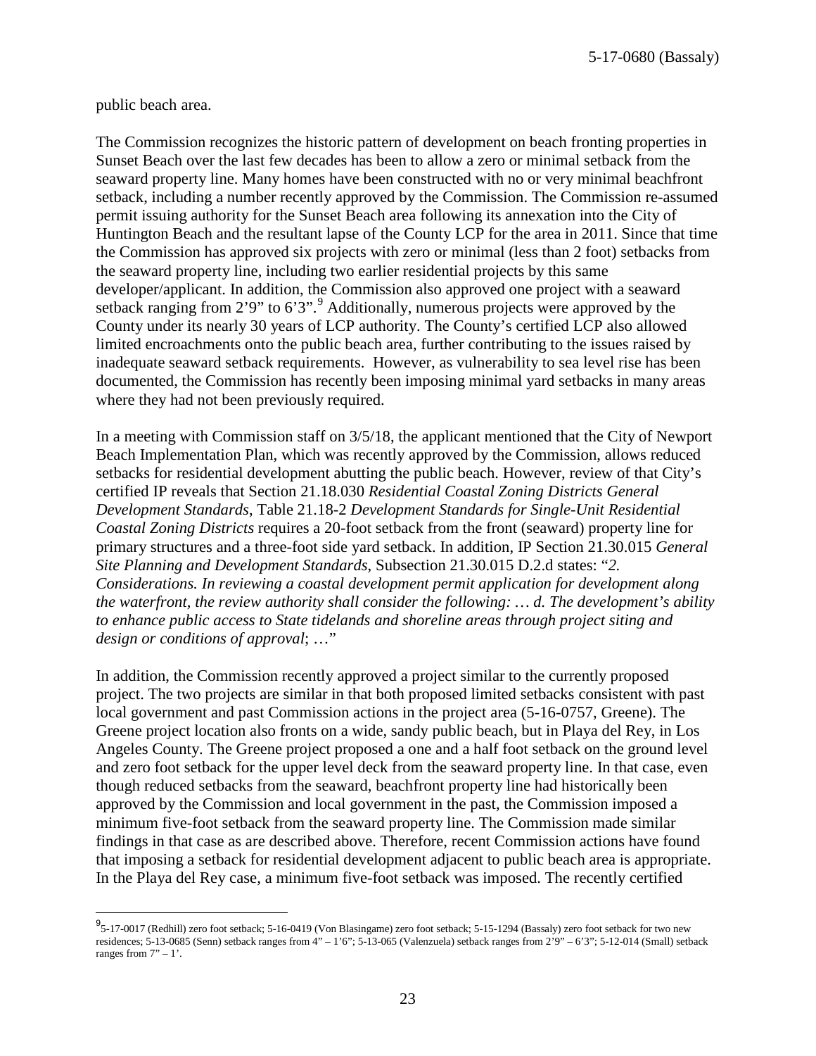public beach area.

The Commission recognizes the historic pattern of development on beach fronting properties in Sunset Beach over the last few decades has been to allow a zero or minimal setback from the seaward property line. Many homes have been constructed with no or very minimal beachfront setback, including a number recently approved by the Commission. The Commission re-assumed permit issuing authority for the Sunset Beach area following its annexation into the City of Huntington Beach and the resultant lapse of the County LCP for the area in 2011. Since that time the Commission has approved six projects with zero or minimal (less than 2 foot) setbacks from the seaward property line, including two earlier residential projects by this same developer/applicant. In addition, the Commission also approved one project with a seaward setback ranging from 2'9" to 6'3".[9] Additionally, numerous projects were approved by the County under its nearly 30 years of LCP authority. The County's certified LCP also allowed limited encroachments onto the public beach area, further contributing to the issues raised by inadequate seaward setback requirements. However, as vulnerability to sea level rise has been documented, the Commission has recently been imposing minimal yard setbacks in many areas where they had not been previously required.

In a meeting with Commission staff on 3/5/18, the applicant mentioned that the City of Newport Beach Implementation Plan, which was recently approved by the Commission, allows reduced setbacks for residential development abutting the public beach. However, review of that City's certified IP reveals that Section 21.18.030 *Residential Coastal Zoning Districts General Development Standards*, Table 21.18-2 *Development Standards for Single-Unit Residential Coastal Zoning Districts* requires a 20-foot setback from the front (seaward) property line for primary structures and a three-foot side yard setback. In addition, IP Section 21.30.015 *General Site Planning and Development Standards*, Subsection 21.30.015 D.2.d states: "*2. Considerations. In reviewing a coastal development permit application for development along the waterfront, the review authority shall consider the following: … d. The development's ability to enhance public access to State tidelands and shoreline areas through project siting and design or conditions of approval*; …"

In addition, the Commission recently approved a project similar to the currently proposed project. The two projects are similar in that both proposed limited setbacks consistent with past local government and past Commission actions in the project area (5-16-0757, Greene). The Greene project location also fronts on a wide, sandy public beach, but in Playa del Rey, in Los Angeles County. The Greene project proposed a one and a half foot setback on the ground level and zero foot setback for the upper level deck from the seaward property line. In that case, even though reduced setbacks from the seaward, beachfront property line had historically been approved by the Commission and local government in the past, the Commission imposed a minimum five-foot setback from the seaward property line. The Commission made similar findings in that case as are described above. Therefore, recent Commission actions have found that imposing a setback for residential development adjacent to public beach area is appropriate. In the Playa del Rey case, a minimum five-foot setback was imposed. The recently certified

---

[9] 5-17-0017 (Redhill) zero foot setback; 5-16-0419 (Von Blasingame) zero foot setback; 5-15-1294 (Bassaly) zero foot setback for two new residences; 5-13-0685 (Senn) setback ranges from 4" – 1'6"; 5-13-065 (Valenzuela) setback ranges from 2'9" – 6'3"; 5-12-014 (Small) setback ranges from 7" – 1'.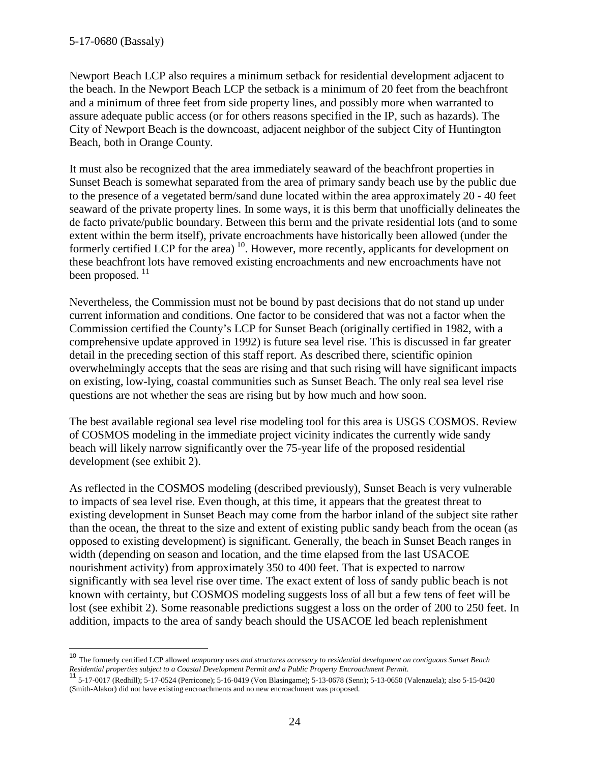Newport Beach LCP also requires a minimum setback for residential development adjacent to the beach. In the Newport Beach LCP the setback is a minimum of 20 feet from the beachfront and a minimum of three feet from side property lines, and possibly more when warranted to assure adequate public access (or for others reasons specified in the IP, such as hazards). The City of Newport Beach is the downcoast, adjacent neighbor of the subject City of Huntington Beach, both in Orange County.

It must also be recognized that the area immediately seaward of the beachfront properties in Sunset Beach is somewhat separated from the area of primary sandy beach use by the public due to the presence of a vegetated berm/sand dune located within the area approximately 20 - 40 feet seaward of the private property lines. In some ways, it is this berm that unofficially delineates the de facto private/public boundary. Between this berm and the private residential lots (and to some extent within the berm itself), private encroachments have historically been allowed (under the formerly certified LCP for the area) [10]. However, more recently, applicants for development on these beachfront lots have removed existing encroachments and new encroachments have not been proposed. [11]

Nevertheless, the Commission must not be bound by past decisions that do not stand up under current information and conditions. One factor to be considered that was not a factor when the Commission certified the County's LCP for Sunset Beach (originally certified in 1982, with a comprehensive update approved in 1992) is future sea level rise. This is discussed in far greater detail in the preceding section of this staff report. As described there, scientific opinion overwhelmingly accepts that the seas are rising and that such rising will have significant impacts on existing, low-lying, coastal communities such as Sunset Beach. The only real sea level rise questions are not whether the seas are rising but by how much and how soon.

The best available regional sea level rise modeling tool for this area is USGS COSMOS. Review of COSMOS modeling in the immediate project vicinity indicates the currently wide sandy beach will likely narrow significantly over the 75-year life of the proposed residential development (see exhibit 2).

As reflected in the COSMOS modeling (described previously), Sunset Beach is very vulnerable to impacts of sea level rise. Even though, at this time, it appears that the greatest threat to existing development in Sunset Beach may come from the harbor inland of the subject site rather than the ocean, the threat to the size and extent of existing public sandy beach from the ocean (as opposed to existing development) is significant. Generally, the beach in Sunset Beach ranges in width (depending on season and location, and the time elapsed from the last USACOE nourishment activity) from approximately 350 to 400 feet. That is expected to narrow significantly with sea level rise over time. The exact extent of loss of sandy public beach is not known with certainty, but COSMOS modeling suggests loss of all but a few tens of feet will be lost (see exhibit 2). Some reasonable predictions suggest a loss on the order of 200 to 250 feet. In addition, impacts to the area of sandy beach should the USACOE led beach replenishment

---

[10] The formerly certified LCP allowed *temporary uses and structures accessory to residential development on contiguous Sunset Beach Residential properties subject to a Coastal Development Permit and a Public Property Encroachment Permit*.

[11] 5-17-0017 (Redhill); 5-17-0524 (Perricone); 5-16-0419 (Von Blasingame); 5-13-0678 (Senn); 5-13-0650 (Valenzuela); also 5-15-0420 (Smith-Alakor) did not have existing encroachments and no new encroachment was proposed.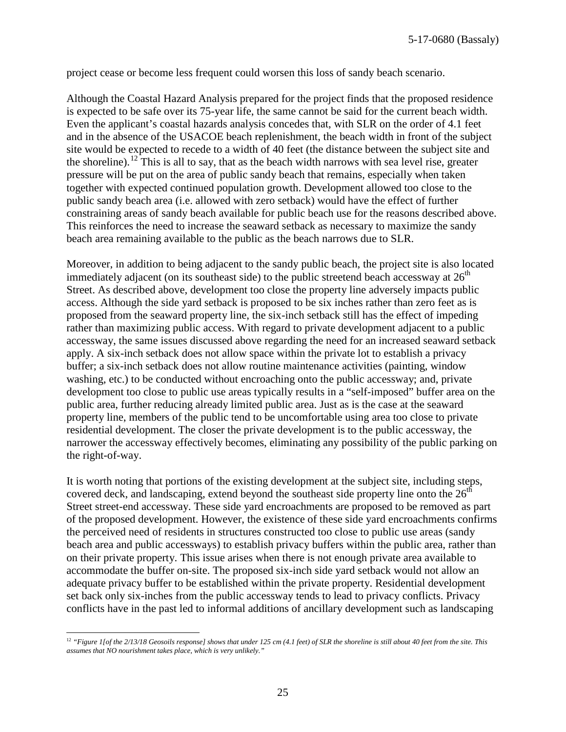project cease or become less frequent could worsen this loss of sandy beach scenario.

Although the Coastal Hazard Analysis prepared for the project finds that the proposed residence is expected to be safe over its 75-year life, the same cannot be said for the current beach width. Even the applicant's coastal hazards analysis concedes that, with SLR on the order of 4.1 feet and in the absence of the USACOE beach replenishment, the beach width in front of the subject site would be expected to recede to a width of 40 feet (the distance between the subject site and the shoreline).[12] This is all to say, that as the beach width narrows with sea level rise, greater pressure will be put on the area of public sandy beach that remains, especially when taken together with expected continued population growth. Development allowed too close to the public sandy beach area (i.e. allowed with zero setback) would have the effect of further constraining areas of sandy beach available for public beach use for the reasons described above. This reinforces the need to increase the seaward setback as necessary to maximize the sandy beach area remaining available to the public as the beach narrows due to SLR.

Moreover, in addition to being adjacent to the sandy public beach, the project site is also located immediately adjacent (on its southeast side) to the public streetend beach accessway at 26th Street. As described above, development too close the property line adversely impacts public access. Although the side yard setback is proposed to be six inches rather than zero feet as is proposed from the seaward property line, the six-inch setback still has the effect of impeding rather than maximizing public access. With regard to private development adjacent to a public accessway, the same issues discussed above regarding the need for an increased seaward setback apply. A six-inch setback does not allow space within the private lot to establish a privacy buffer; a six-inch setback does not allow routine maintenance activities (painting, window washing, etc.) to be conducted without encroaching onto the public accessway; and, private development too close to public use areas typically results in a "self-imposed" buffer area on the public area, further reducing already limited public area. Just as is the case at the seaward property line, members of the public tend to be uncomfortable using area too close to private residential development. The closer the private development is to the public accessway, the narrower the accessway effectively becomes, eliminating any possibility of the public parking on the right-of-way.

It is worth noting that portions of the existing development at the subject site, including steps, covered deck, and landscaping, extend beyond the southeast side property line onto the 26th Street street-end accessway. These side yard encroachments are proposed to be removed as part of the proposed development. However, the existence of these side yard encroachments confirms the perceived need of residents in structures constructed too close to public use areas (sandy beach area and public accessways) to establish privacy buffers within the public area, rather than on their private property. This issue arises when there is not enough private area available to accommodate the buffer on-site. The proposed six-inch side yard setback would not allow an adequate privacy buffer to be established within the private property. Residential development set back only six-inches from the public accessway tends to lead to privacy conflicts. Privacy conflicts have in the past led to informal additions of ancillary development such as landscaping

---

[12] *"Figure 1[of the 2/13/18 Geosoils response] shows that under 125 cm (4.1 feet) of SLR the shoreline is still about 40 feet from the site. This assumes that NO nourishment takes place, which is very unlikely."*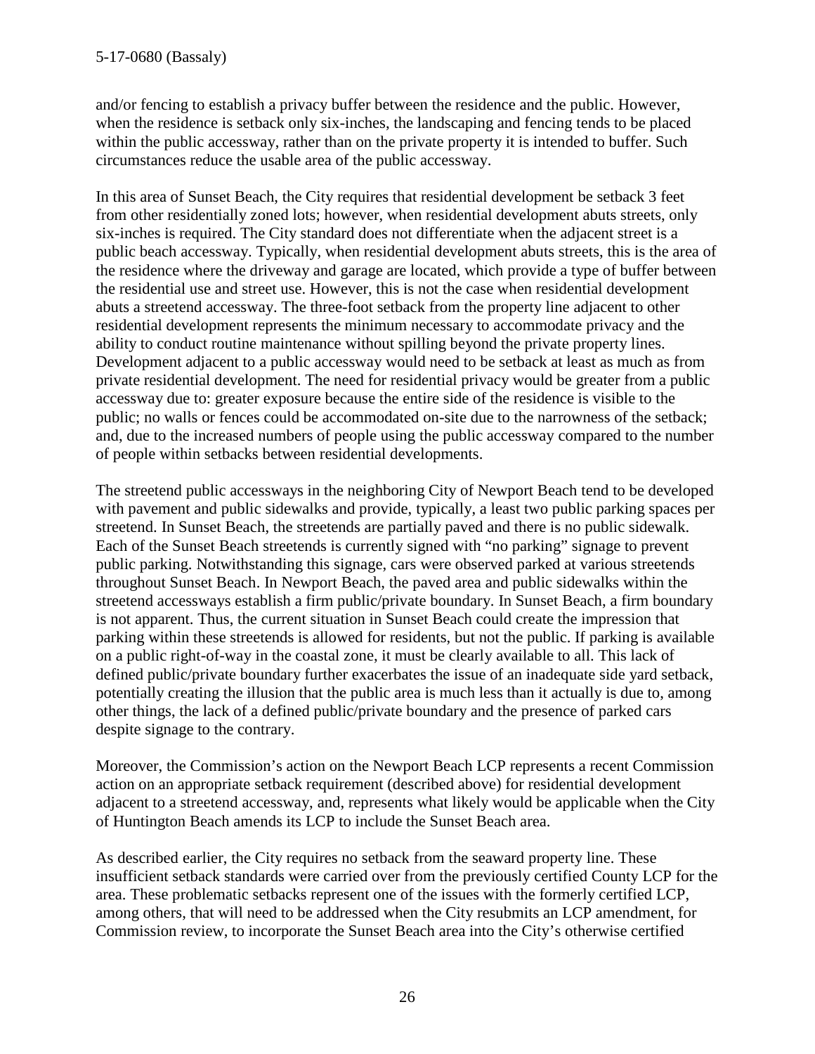and/or fencing to establish a privacy buffer between the residence and the public. However, when the residence is setback only six-inches, the landscaping and fencing tends to be placed within the public accessway, rather than on the private property it is intended to buffer. Such circumstances reduce the usable area of the public accessway.

In this area of Sunset Beach, the City requires that residential development be setback 3 feet from other residentially zoned lots; however, when residential development abuts streets, only six-inches is required. The City standard does not differentiate when the adjacent street is a public beach accessway. Typically, when residential development abuts streets, this is the area of the residence where the driveway and garage are located, which provide a type of buffer between the residential use and street use. However, this is not the case when residential development abuts a streetend accessway. The three-foot setback from the property line adjacent to other residential development represents the minimum necessary to accommodate privacy and the ability to conduct routine maintenance without spilling beyond the private property lines. Development adjacent to a public accessway would need to be setback at least as much as from private residential development. The need for residential privacy would be greater from a public accessway due to: greater exposure because the entire side of the residence is visible to the public; no walls or fences could be accommodated on-site due to the narrowness of the setback; and, due to the increased numbers of people using the public accessway compared to the number of people within setbacks between residential developments.

The streetend public accessways in the neighboring City of Newport Beach tend to be developed with pavement and public sidewalks and provide, typically, a least two public parking spaces per streetend. In Sunset Beach, the streetends are partially paved and there is no public sidewalk. Each of the Sunset Beach streetends is currently signed with "no parking" signage to prevent public parking. Notwithstanding this signage, cars were observed parked at various streetends throughout Sunset Beach. In Newport Beach, the paved area and public sidewalks within the streetend accessways establish a firm public/private boundary. In Sunset Beach, a firm boundary is not apparent. Thus, the current situation in Sunset Beach could create the impression that parking within these streetends is allowed for residents, but not the public. If parking is available on a public right-of-way in the coastal zone, it must be clearly available to all. This lack of defined public/private boundary further exacerbates the issue of an inadequate side yard setback, potentially creating the illusion that the public area is much less than it actually is due to, among other things, the lack of a defined public/private boundary and the presence of parked cars despite signage to the contrary.

Moreover, the Commission's action on the Newport Beach LCP represents a recent Commission action on an appropriate setback requirement (described above) for residential development adjacent to a streetend accessway, and, represents what likely would be applicable when the City of Huntington Beach amends its LCP to include the Sunset Beach area.

As described earlier, the City requires no setback from the seaward property line. These insufficient setback standards were carried over from the previously certified County LCP for the area. These problematic setbacks represent one of the issues with the formerly certified LCP, among others, that will need to be addressed when the City resubmits an LCP amendment, for Commission review, to incorporate the Sunset Beach area into the City's otherwise certified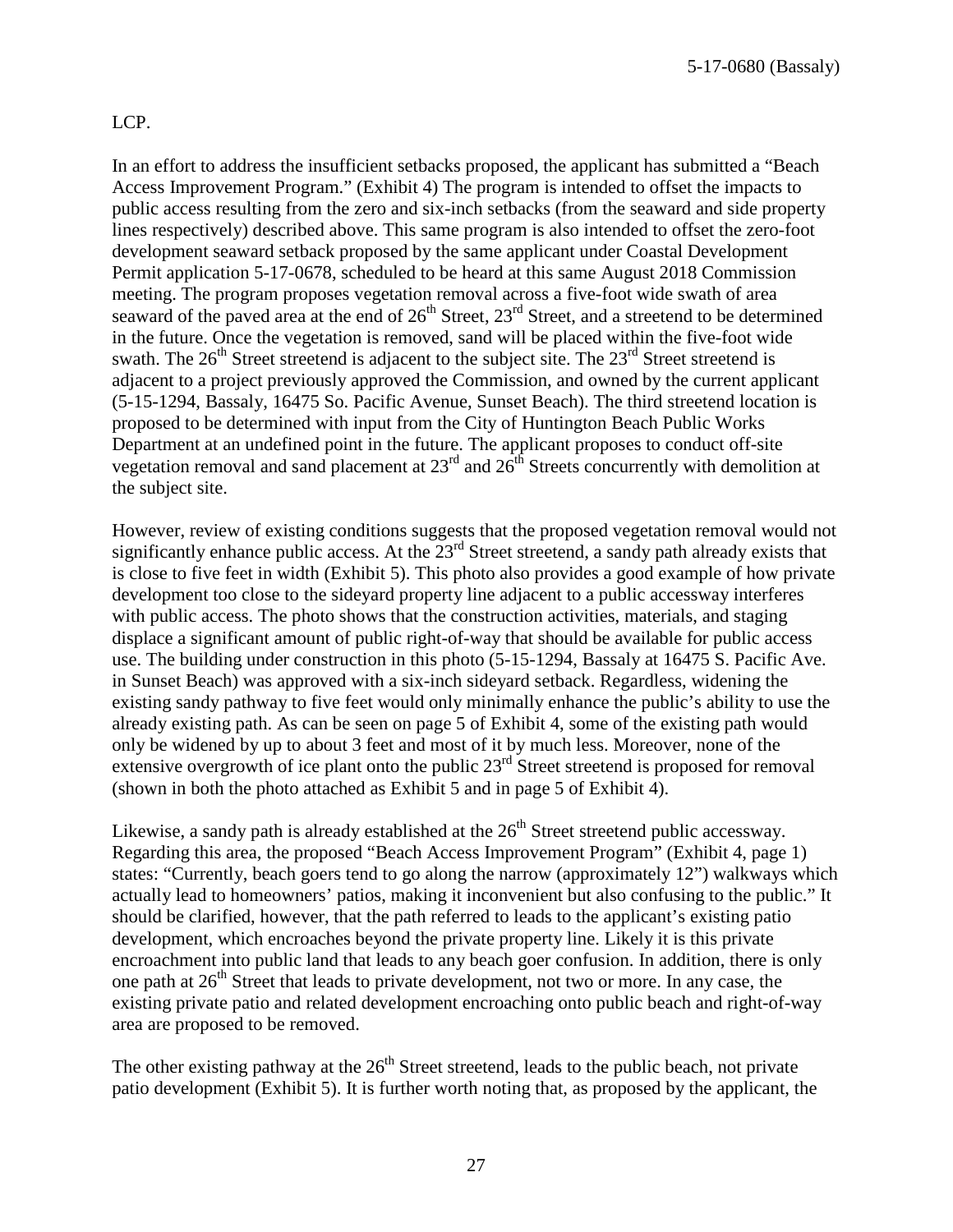LCP.

In an effort to address the insufficient setbacks proposed, the applicant has submitted a "Beach Access Improvement Program." (Exhibit 4) The program is intended to offset the impacts to public access resulting from the zero and six-inch setbacks (from the seaward and side property lines respectively) described above. This same program is also intended to offset the zero-foot development seaward setback proposed by the same applicant under Coastal Development Permit application 5-17-0678, scheduled to be heard at this same August 2018 Commission meeting. The program proposes vegetation removal across a five-foot wide swath of area seaward of the paved area at the end of 26th Street, 23rd Street, and a streetend to be determined in the future. Once the vegetation is removed, sand will be placed within the five-foot wide swath. The 26th Street streetend is adjacent to the subject site. The 23rd Street streetend is adjacent to a project previously approved the Commission, and owned by the current applicant (5-15-1294, Bassaly, 16475 So. Pacific Avenue, Sunset Beach). The third streetend location is proposed to be determined with input from the City of Huntington Beach Public Works Department at an undefined point in the future. The applicant proposes to conduct off-site vegetation removal and sand placement at 23rd and 26th Streets concurrently with demolition at the subject site.

However, review of existing conditions suggests that the proposed vegetation removal would not significantly enhance public access. At the 23rd Street streetend, a sandy path already exists that is close to five feet in width (Exhibit 5). This photo also provides a good example of how private development too close to the sideyard property line adjacent to a public accessway interferes with public access. The photo shows that the construction activities, materials, and staging displace a significant amount of public right-of-way that should be available for public access use. The building under construction in this photo (5-15-1294, Bassaly at 16475 S. Pacific Ave. in Sunset Beach) was approved with a six-inch sideyard setback. Regardless, widening the existing sandy pathway to five feet would only minimally enhance the public's ability to use the already existing path. As can be seen on page 5 of Exhibit 4, some of the existing path would only be widened by up to about 3 feet and most of it by much less. Moreover, none of the extensive overgrowth of ice plant onto the public 23rd Street streetend is proposed for removal (shown in both the photo attached as Exhibit 5 and in page 5 of Exhibit 4).

Likewise, a sandy path is already established at the 26th Street streetend public accessway. Regarding this area, the proposed "Beach Access Improvement Program" (Exhibit 4, page 1) states: "Currently, beach goers tend to go along the narrow (approximately 12") walkways which actually lead to homeowners' patios, making it inconvenient but also confusing to the public." It should be clarified, however, that the path referred to leads to the applicant's existing patio development, which encroaches beyond the private property line. Likely it is this private encroachment into public land that leads to any beach goer confusion. In addition, there is only one path at 26th Street that leads to private development, not two or more. In any case, the existing private patio and related development encroaching onto public beach and right-of-way area are proposed to be removed.

The other existing pathway at the 26th Street streetend, leads to the public beach, not private patio development (Exhibit 5). It is further worth noting that, as proposed by the applicant, the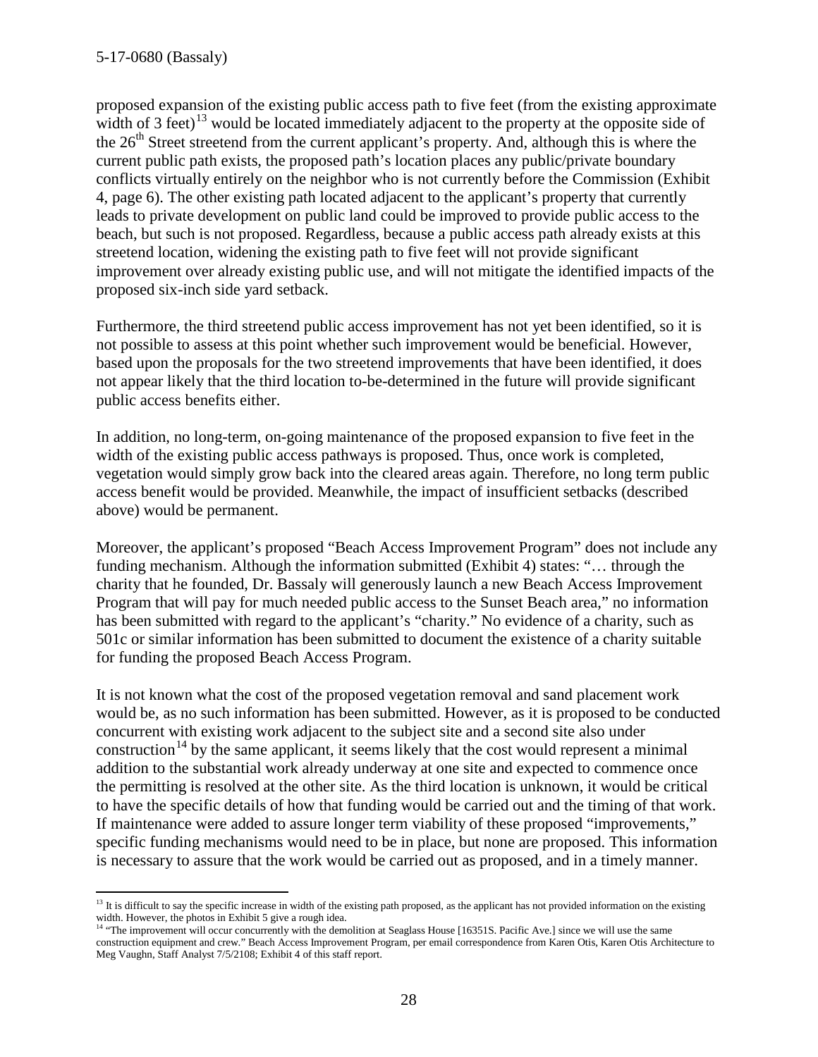proposed expansion of the existing public access path to five feet (from the existing approximate width of 3 feet)[13] would be located immediately adjacent to the property at the opposite side of the 26th Street streetend from the current applicant's property. And, although this is where the current public path exists, the proposed path's location places any public/private boundary conflicts virtually entirely on the neighbor who is not currently before the Commission (Exhibit 4, page 6). The other existing path located adjacent to the applicant's property that currently leads to private development on public land could be improved to provide public access to the beach, but such is not proposed. Regardless, because a public access path already exists at this streetend location, widening the existing path to five feet will not provide significant improvement over already existing public use, and will not mitigate the identified impacts of the proposed six-inch side yard setback.

Furthermore, the third streetend public access improvement has not yet been identified, so it is not possible to assess at this point whether such improvement would be beneficial. However, based upon the proposals for the two streetend improvements that have been identified, it does not appear likely that the third location to-be-determined in the future will provide significant public access benefits either.

In addition, no long-term, on-going maintenance of the proposed expansion to five feet in the width of the existing public access pathways is proposed. Thus, once work is completed, vegetation would simply grow back into the cleared areas again. Therefore, no long term public access benefit would be provided. Meanwhile, the impact of insufficient setbacks (described above) would be permanent.

Moreover, the applicant's proposed "Beach Access Improvement Program" does not include any funding mechanism. Although the information submitted (Exhibit 4) states: "… through the charity that he founded, Dr. Bassaly will generously launch a new Beach Access Improvement Program that will pay for much needed public access to the Sunset Beach area," no information has been submitted with regard to the applicant's "charity." No evidence of a charity, such as 501c or similar information has been submitted to document the existence of a charity suitable for funding the proposed Beach Access Program.

It is not known what the cost of the proposed vegetation removal and sand placement work would be, as no such information has been submitted. However, as it is proposed to be conducted concurrent with existing work adjacent to the subject site and a second site also under construction[14] by the same applicant, it seems likely that the cost would represent a minimal addition to the substantial work already underway at one site and expected to commence once the permitting is resolved at the other site. As the third location is unknown, it would be critical to have the specific details of how that funding would be carried out and the timing of that work. If maintenance were added to assure longer term viability of these proposed "improvements," specific funding mechanisms would need to be in place, but none are proposed. This information is necessary to assure that the work would be carried out as proposed, and in a timely manner.

---

[13] It is difficult to say the specific increase in width of the existing path proposed, as the applicant has not provided information on the existing width. However, the photos in Exhibit 5 give a rough idea.

[14] "The improvement will occur concurrently with the demolition at Seaglass House [16351S. Pacific Ave.] since we will use the same construction equipment and crew." Beach Access Improvement Program, per email correspondence from Karen Otis, Karen Otis Architecture to Meg Vaughn, Staff Analyst 7/5/2108; Exhibit 4 of this staff report.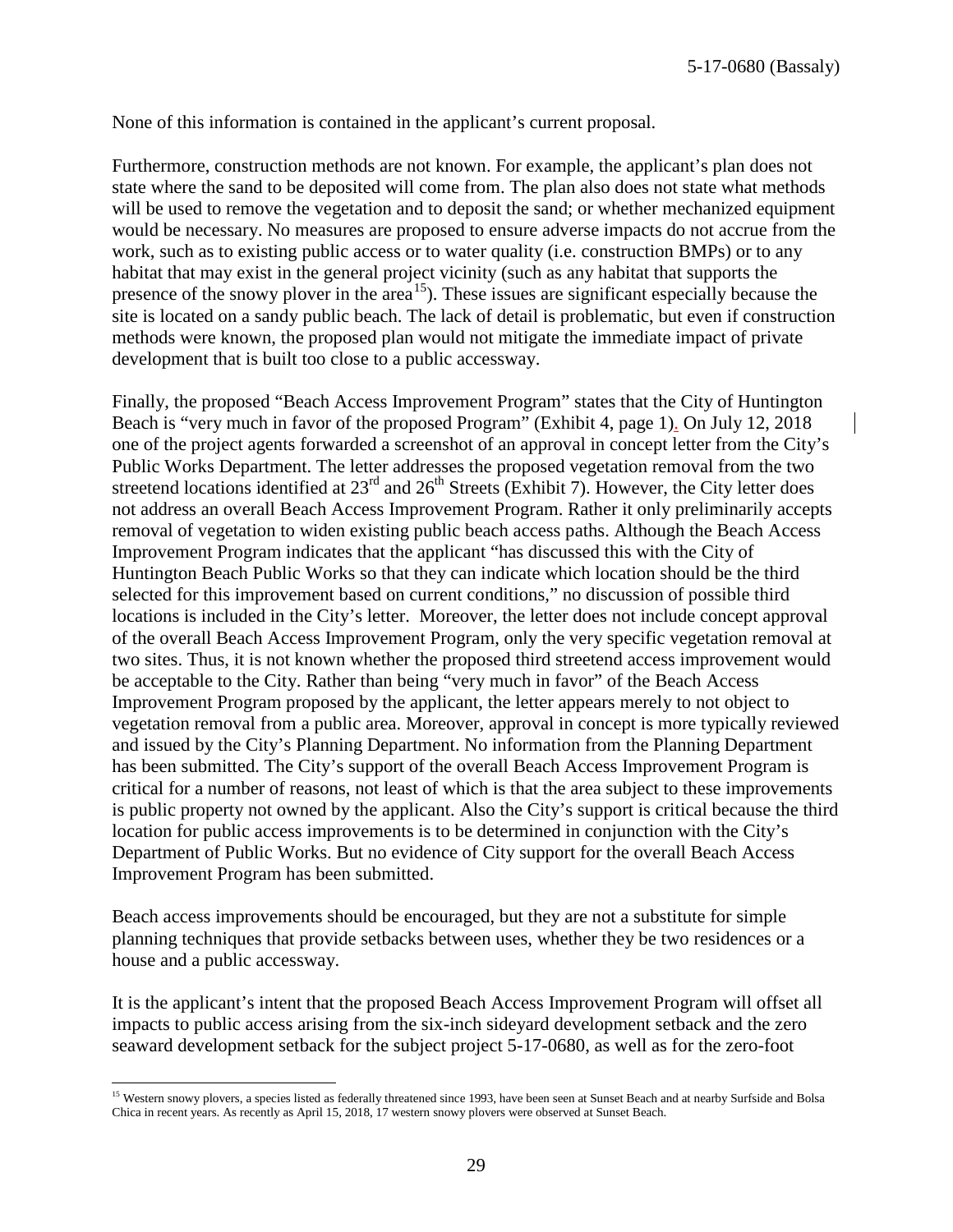None of this information is contained in the applicant's current proposal.

Furthermore, construction methods are not known. For example, the applicant's plan does not state where the sand to be deposited will come from. The plan also does not state what methods will be used to remove the vegetation and to deposit the sand; or whether mechanized equipment would be necessary. No measures are proposed to ensure adverse impacts do not accrue from the work, such as to existing public access or to water quality (i.e. construction BMPs) or to any habitat that may exist in the general project vicinity (such as any habitat that supports the presence of the snowy plover in the area[15]). These issues are significant especially because the site is located on a sandy public beach. The lack of detail is problematic, but even if construction methods were known, the proposed plan would not mitigate the immediate impact of private development that is built too close to a public accessway.

Finally, the proposed "Beach Access Improvement Program" states that the City of Huntington Beach is "very much in favor of the proposed Program" (Exhibit 4, page 1). On July 12, 2018 one of the project agents forwarded a screenshot of an approval in concept letter from the City's Public Works Department. The letter addresses the proposed vegetation removal from the two streetend locations identified at 23rd and 26th Streets (Exhibit 7). However, the City letter does not address an overall Beach Access Improvement Program. Rather it only preliminarily accepts removal of vegetation to widen existing public beach access paths. Although the Beach Access Improvement Program indicates that the applicant "has discussed this with the City of Huntington Beach Public Works so that they can indicate which location should be the third selected for this improvement based on current conditions," no discussion of possible third locations is included in the City's letter. Moreover, the letter does not include concept approval of the overall Beach Access Improvement Program, only the very specific vegetation removal at two sites. Thus, it is not known whether the proposed third streetend access improvement would be acceptable to the City. Rather than being "very much in favor" of the Beach Access Improvement Program proposed by the applicant, the letter appears merely to not object to vegetation removal from a public area. Moreover, approval in concept is more typically reviewed and issued by the City's Planning Department. No information from the Planning Department has been submitted. The City's support of the overall Beach Access Improvement Program is critical for a number of reasons, not least of which is that the area subject to these improvements is public property not owned by the applicant. Also the City's support is critical because the third location for public access improvements is to be determined in conjunction with the City's Department of Public Works. But no evidence of City support for the overall Beach Access Improvement Program has been submitted.

Beach access improvements should be encouraged, but they are not a substitute for simple planning techniques that provide setbacks between uses, whether they be two residences or a house and a public accessway.

It is the applicant's intent that the proposed Beach Access Improvement Program will offset all impacts to public access arising from the six-inch sideyard development setback and the zero seaward development setback for the subject project 5-17-0680, as well as for the zero-foot

[15] Western snowy plovers, a species listed as federally threatened since 1993, have been seen at Sunset Beach and at nearby Surfside and Bolsa Chica in recent years. As recently as April 15, 2018, 17 western snowy plovers were observed at Sunset Beach.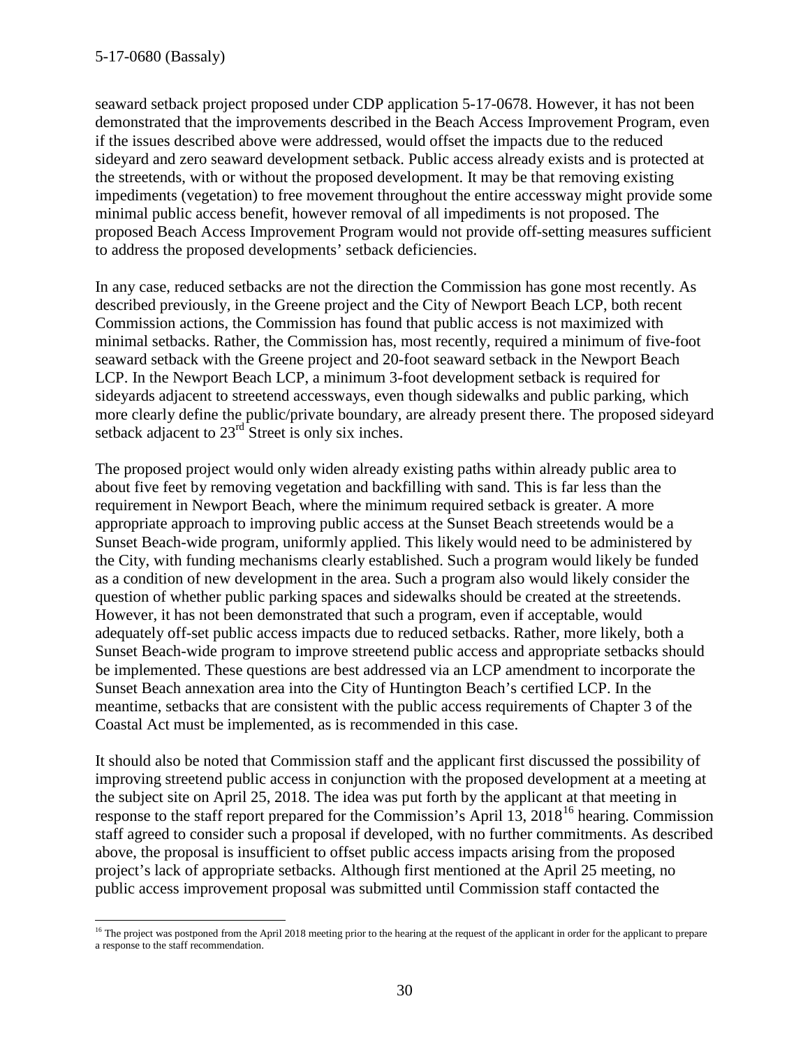seaward setback project proposed under CDP application 5-17-0678. However, it has not been demonstrated that the improvements described in the Beach Access Improvement Program, even if the issues described above were addressed, would offset the impacts due to the reduced sideyard and zero seaward development setback. Public access already exists and is protected at the streetends, with or without the proposed development. It may be that removing existing impediments (vegetation) to free movement throughout the entire accessway might provide some minimal public access benefit, however removal of all impediments is not proposed. The proposed Beach Access Improvement Program would not provide off-setting measures sufficient to address the proposed developments' setback deficiencies.

In any case, reduced setbacks are not the direction the Commission has gone most recently. As described previously, in the Greene project and the City of Newport Beach LCP, both recent Commission actions, the Commission has found that public access is not maximized with minimal setbacks. Rather, the Commission has, most recently, required a minimum of five-foot seaward setback with the Greene project and 20-foot seaward setback in the Newport Beach LCP. In the Newport Beach LCP, a minimum 3-foot development setback is required for sideyards adjacent to streetend accessways, even though sidewalks and public parking, which more clearly define the public/private boundary, are already present there. The proposed sideyard setback adjacent to 23rd Street is only six inches.

The proposed project would only widen already existing paths within already public area to about five feet by removing vegetation and backfilling with sand. This is far less than the requirement in Newport Beach, where the minimum required setback is greater. A more appropriate approach to improving public access at the Sunset Beach streetends would be a Sunset Beach-wide program, uniformly applied. This likely would need to be administered by the City, with funding mechanisms clearly established. Such a program would likely be funded as a condition of new development in the area. Such a program also would likely consider the question of whether public parking spaces and sidewalks should be created at the streetends. However, it has not been demonstrated that such a program, even if acceptable, would adequately off-set public access impacts due to reduced setbacks. Rather, more likely, both a Sunset Beach-wide program to improve streetend public access and appropriate setbacks should be implemented. These questions are best addressed via an LCP amendment to incorporate the Sunset Beach annexation area into the City of Huntington Beach's certified LCP. In the meantime, setbacks that are consistent with the public access requirements of Chapter 3 of the Coastal Act must be implemented, as is recommended in this case.

It should also be noted that Commission staff and the applicant first discussed the possibility of improving streetend public access in conjunction with the proposed development at a meeting at the subject site on April 25, 2018. The idea was put forth by the applicant at that meeting in response to the staff report prepared for the Commission's April 13, 2018[16] hearing. Commission staff agreed to consider such a proposal if developed, with no further commitments. As described above, the proposal is insufficient to offset public access impacts arising from the proposed project's lack of appropriate setbacks. Although first mentioned at the April 25 meeting, no public access improvement proposal was submitted until Commission staff contacted the

[16] The project was postponed from the April 2018 meeting prior to the hearing at the request of the applicant in order for the applicant to prepare a response to the staff recommendation.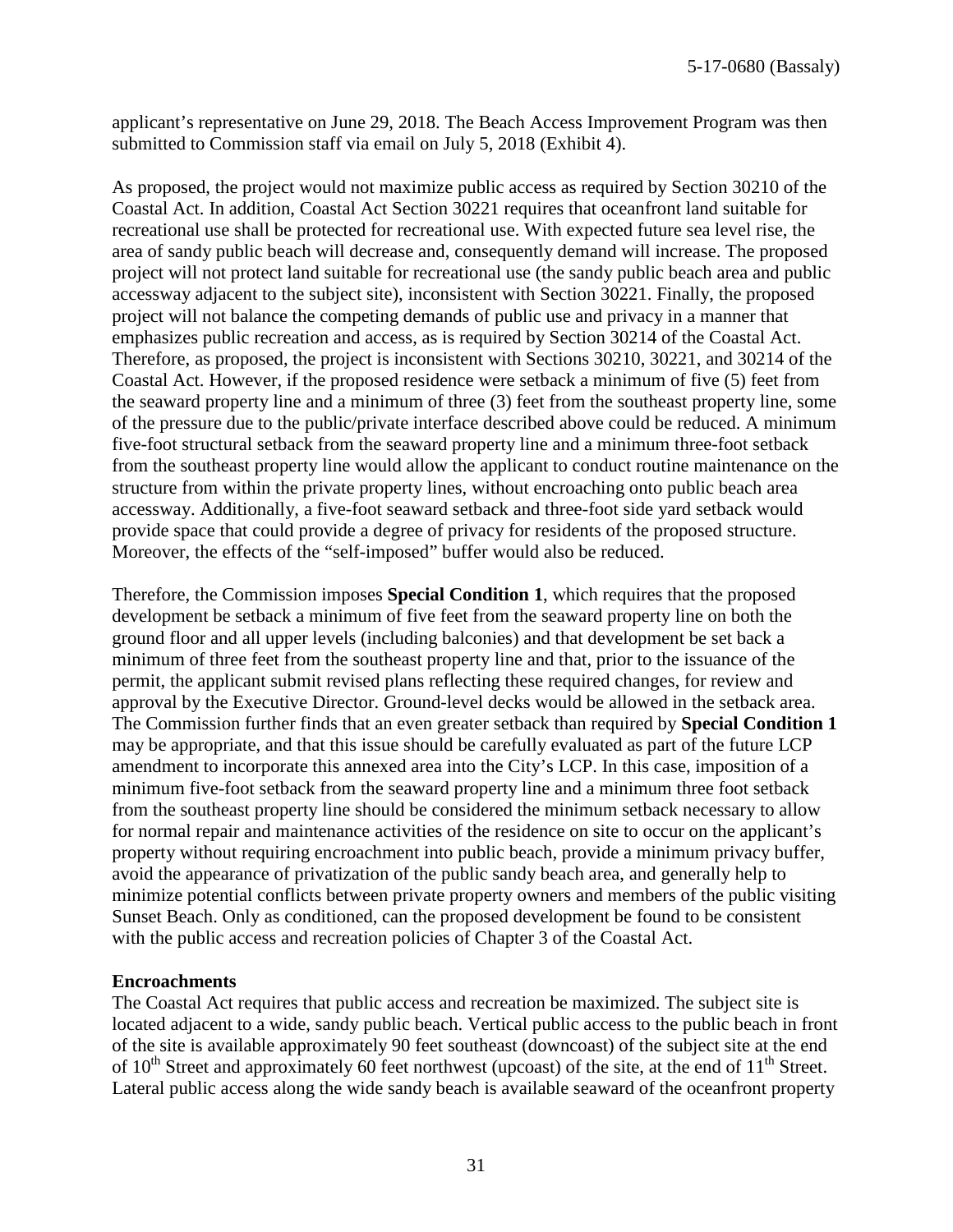applicant's representative on June 29, 2018. The Beach Access Improvement Program was then submitted to Commission staff via email on July 5, 2018 (Exhibit 4).

As proposed, the project would not maximize public access as required by Section 30210 of the Coastal Act. In addition, Coastal Act Section 30221 requires that oceanfront land suitable for recreational use shall be protected for recreational use. With expected future sea level rise, the area of sandy public beach will decrease and, consequently demand will increase. The proposed project will not protect land suitable for recreational use (the sandy public beach area and public accessway adjacent to the subject site), inconsistent with Section 30221. Finally, the proposed project will not balance the competing demands of public use and privacy in a manner that emphasizes public recreation and access, as is required by Section 30214 of the Coastal Act. Therefore, as proposed, the project is inconsistent with Sections 30210, 30221, and 30214 of the Coastal Act. However, if the proposed residence were setback a minimum of five (5) feet from the seaward property line and a minimum of three (3) feet from the southeast property line, some of the pressure due to the public/private interface described above could be reduced. A minimum five-foot structural setback from the seaward property line and a minimum three-foot setback from the southeast property line would allow the applicant to conduct routine maintenance on the structure from within the private property lines, without encroaching onto public beach area accessway. Additionally, a five-foot seaward setback and three-foot side yard setback would provide space that could provide a degree of privacy for residents of the proposed structure. Moreover, the effects of the "self-imposed" buffer would also be reduced.

Therefore, the Commission imposes **Special Condition 1**, which requires that the proposed development be setback a minimum of five feet from the seaward property line on both the ground floor and all upper levels (including balconies) and that development be set back a minimum of three feet from the southeast property line and that, prior to the issuance of the permit, the applicant submit revised plans reflecting these required changes, for review and approval by the Executive Director. Ground-level decks would be allowed in the setback area. The Commission further finds that an even greater setback than required by **Special Condition 1** may be appropriate, and that this issue should be carefully evaluated as part of the future LCP amendment to incorporate this annexed area into the City's LCP. In this case, imposition of a minimum five-foot setback from the seaward property line and a minimum three foot setback from the southeast property line should be considered the minimum setback necessary to allow for normal repair and maintenance activities of the residence on site to occur on the applicant's property without requiring encroachment into public beach, provide a minimum privacy buffer, avoid the appearance of privatization of the public sandy beach area, and generally help to minimize potential conflicts between private property owners and members of the public visiting Sunset Beach. Only as conditioned, can the proposed development be found to be consistent with the public access and recreation policies of Chapter 3 of the Coastal Act.

**Encroachments**

The Coastal Act requires that public access and recreation be maximized. The subject site is located adjacent to a wide, sandy public beach. Vertical public access to the public beach in front of the site is available approximately 90 feet southeast (downcoast) of the subject site at the end of 10th Street and approximately 60 feet northwest (upcoast) of the site, at the end of 11th Street. Lateral public access along the wide sandy beach is available seaward of the oceanfront property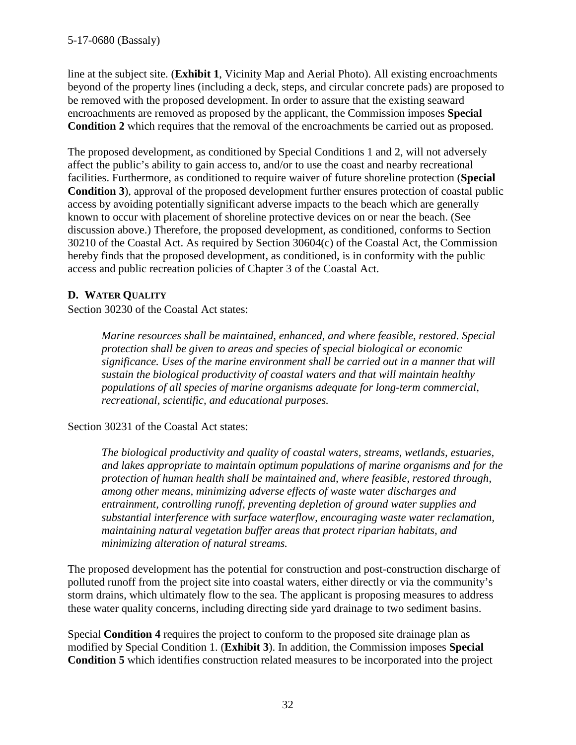line at the subject site. (**Exhibit 1**, Vicinity Map and Aerial Photo). All existing encroachments beyond of the property lines (including a deck, steps, and circular concrete pads) are proposed to be removed with the proposed development. In order to assure that the existing seaward encroachments are removed as proposed by the applicant, the Commission imposes **Special Condition 2** which requires that the removal of the encroachments be carried out as proposed.

The proposed development, as conditioned by Special Conditions 1 and 2, will not adversely affect the public's ability to gain access to, and/or to use the coast and nearby recreational facilities. Furthermore, as conditioned to require waiver of future shoreline protection (**Special Condition 3**), approval of the proposed development further ensures protection of coastal public access by avoiding potentially significant adverse impacts to the beach which are generally known to occur with placement of shoreline protective devices on or near the beach. (See discussion above.) Therefore, the proposed development, as conditioned, conforms to Section 30210 of the Coastal Act. As required by Section 30604(c) of the Coastal Act, the Commission hereby finds that the proposed development, as conditioned, is in conformity with the public access and public recreation policies of Chapter 3 of the Coastal Act.

### D. WATER QUALITY

Section 30230 of the Coastal Act states:

> *Marine resources shall be maintained, enhanced, and where feasible, restored. Special protection shall be given to areas and species of special biological or economic significance. Uses of the marine environment shall be carried out in a manner that will sustain the biological productivity of coastal waters and that will maintain healthy populations of all species of marine organisms adequate for long-term commercial, recreational, scientific, and educational purposes.*

Section 30231 of the Coastal Act states:

> *The biological productivity and quality of coastal waters, streams, wetlands, estuaries, and lakes appropriate to maintain optimum populations of marine organisms and for the protection of human health shall be maintained and, where feasible, restored through, among other means, minimizing adverse effects of waste water discharges and entrainment, controlling runoff, preventing depletion of ground water supplies and substantial interference with surface waterflow, encouraging waste water reclamation, maintaining natural vegetation buffer areas that protect riparian habitats, and minimizing alteration of natural streams.*

The proposed development has the potential for construction and post-construction discharge of polluted runoff from the project site into coastal waters, either directly or via the community's storm drains, which ultimately flow to the sea. The applicant is proposing measures to address these water quality concerns, including directing side yard drainage to two sediment basins.

Special **Condition 4** requires the project to conform to the proposed site drainage plan as modified by Special Condition 1. (**Exhibit 3**). In addition, the Commission imposes **Special Condition 5** which identifies construction related measures to be incorporated into the project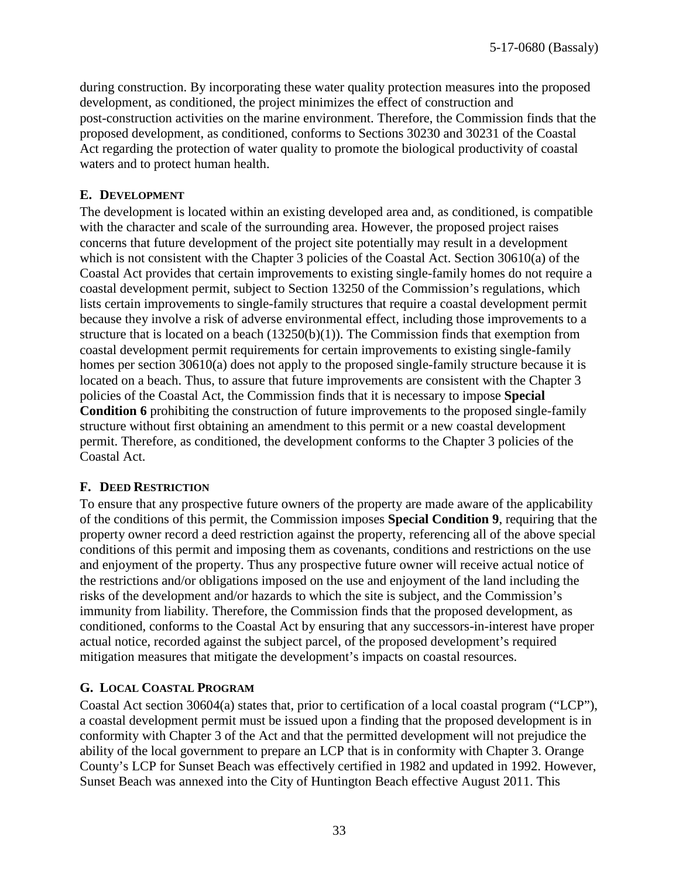during construction. By incorporating these water quality protection measures into the proposed development, as conditioned, the project minimizes the effect of construction and post-construction activities on the marine environment. Therefore, the Commission finds that the proposed development, as conditioned, conforms to Sections 30230 and 30231 of the Coastal Act regarding the protection of water quality to promote the biological productivity of coastal waters and to protect human health.

## E. Development

The development is located within an existing developed area and, as conditioned, is compatible with the character and scale of the surrounding area. However, the proposed project raises concerns that future development of the project site potentially may result in a development which is not consistent with the Chapter 3 policies of the Coastal Act. Section 30610(a) of the Coastal Act provides that certain improvements to existing single-family homes do not require a coastal development permit, subject to Section 13250 of the Commission's regulations, which lists certain improvements to single-family structures that require a coastal development permit because they involve a risk of adverse environmental effect, including those improvements to a structure that is located on a beach (13250(b)(1)). The Commission finds that exemption from coastal development permit requirements for certain improvements to existing single-family homes per section 30610(a) does not apply to the proposed single-family structure because it is located on a beach. Thus, to assure that future improvements are consistent with the Chapter 3 policies of the Coastal Act, the Commission finds that it is necessary to impose **Special Condition 6** prohibiting the construction of future improvements to the proposed single-family structure without first obtaining an amendment to this permit or a new coastal development permit. Therefore, as conditioned, the development conforms to the Chapter 3 policies of the Coastal Act.

## F. Deed Restriction

To ensure that any prospective future owners of the property are made aware of the applicability of the conditions of this permit, the Commission imposes **Special Condition 9**, requiring that the property owner record a deed restriction against the property, referencing all of the above special conditions of this permit and imposing them as covenants, conditions and restrictions on the use and enjoyment of the property. Thus any prospective future owner will receive actual notice of the restrictions and/or obligations imposed on the use and enjoyment of the land including the risks of the development and/or hazards to which the site is subject, and the Commission's immunity from liability. Therefore, the Commission finds that the proposed development, as conditioned, conforms to the Coastal Act by ensuring that any successors-in-interest have proper actual notice, recorded against the subject parcel, of the proposed development's required mitigation measures that mitigate the development's impacts on coastal resources.

## G. Local Coastal Program

Coastal Act section 30604(a) states that, prior to certification of a local coastal program ("LCP"), a coastal development permit must be issued upon a finding that the proposed development is in conformity with Chapter 3 of the Act and that the permitted development will not prejudice the ability of the local government to prepare an LCP that is in conformity with Chapter 3. Orange County's LCP for Sunset Beach was effectively certified in 1982 and updated in 1992. However, Sunset Beach was annexed into the City of Huntington Beach effective August 2011. This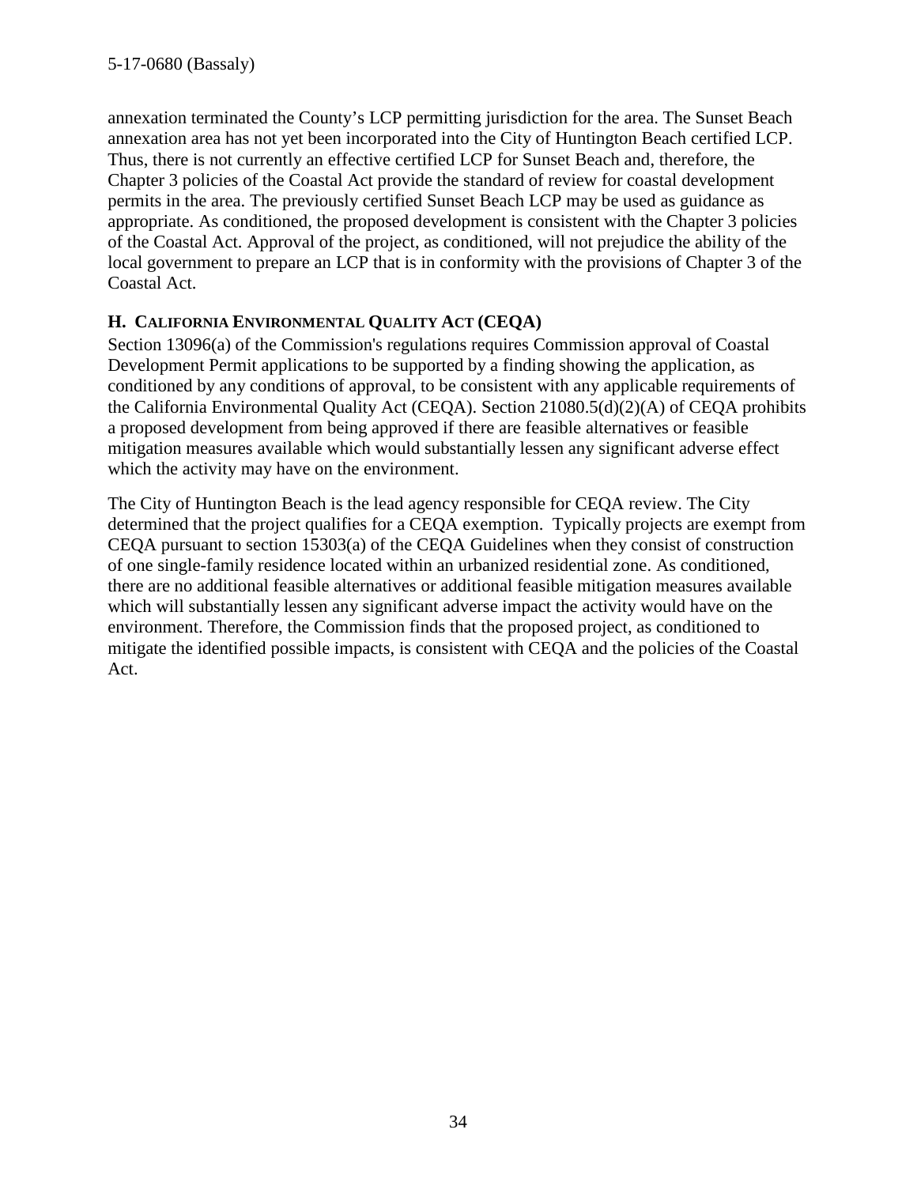annexation terminated the County's LCP permitting jurisdiction for the area. The Sunset Beach annexation area has not yet been incorporated into the City of Huntington Beach certified LCP. Thus, there is not currently an effective certified LCP for Sunset Beach and, therefore, the Chapter 3 policies of the Coastal Act provide the standard of review for coastal development permits in the area. The previously certified Sunset Beach LCP may be used as guidance as appropriate. As conditioned, the proposed development is consistent with the Chapter 3 policies of the Coastal Act. Approval of the project, as conditioned, will not prejudice the ability of the local government to prepare an LCP that is in conformity with the provisions of Chapter 3 of the Coastal Act.

### H. CALIFORNIA ENVIRONMENTAL QUALITY ACT (CEQA)

Section 13096(a) of the Commission's regulations requires Commission approval of Coastal Development Permit applications to be supported by a finding showing the application, as conditioned by any conditions of approval, to be consistent with any applicable requirements of the California Environmental Quality Act (CEQA). Section 21080.5(d)(2)(A) of CEQA prohibits a proposed development from being approved if there are feasible alternatives or feasible mitigation measures available which would substantially lessen any significant adverse effect which the activity may have on the environment.

The City of Huntington Beach is the lead agency responsible for CEQA review. The City determined that the project qualifies for a CEQA exemption. Typically projects are exempt from CEQA pursuant to section 15303(a) of the CEQA Guidelines when they consist of construction of one single-family residence located within an urbanized residential zone. As conditioned, there are no additional feasible alternatives or additional feasible mitigation measures available which will substantially lessen any significant adverse impact the activity would have on the environment. Therefore, the Commission finds that the proposed project, as conditioned to mitigate the identified possible impacts, is consistent with CEQA and the policies of the Coastal Act.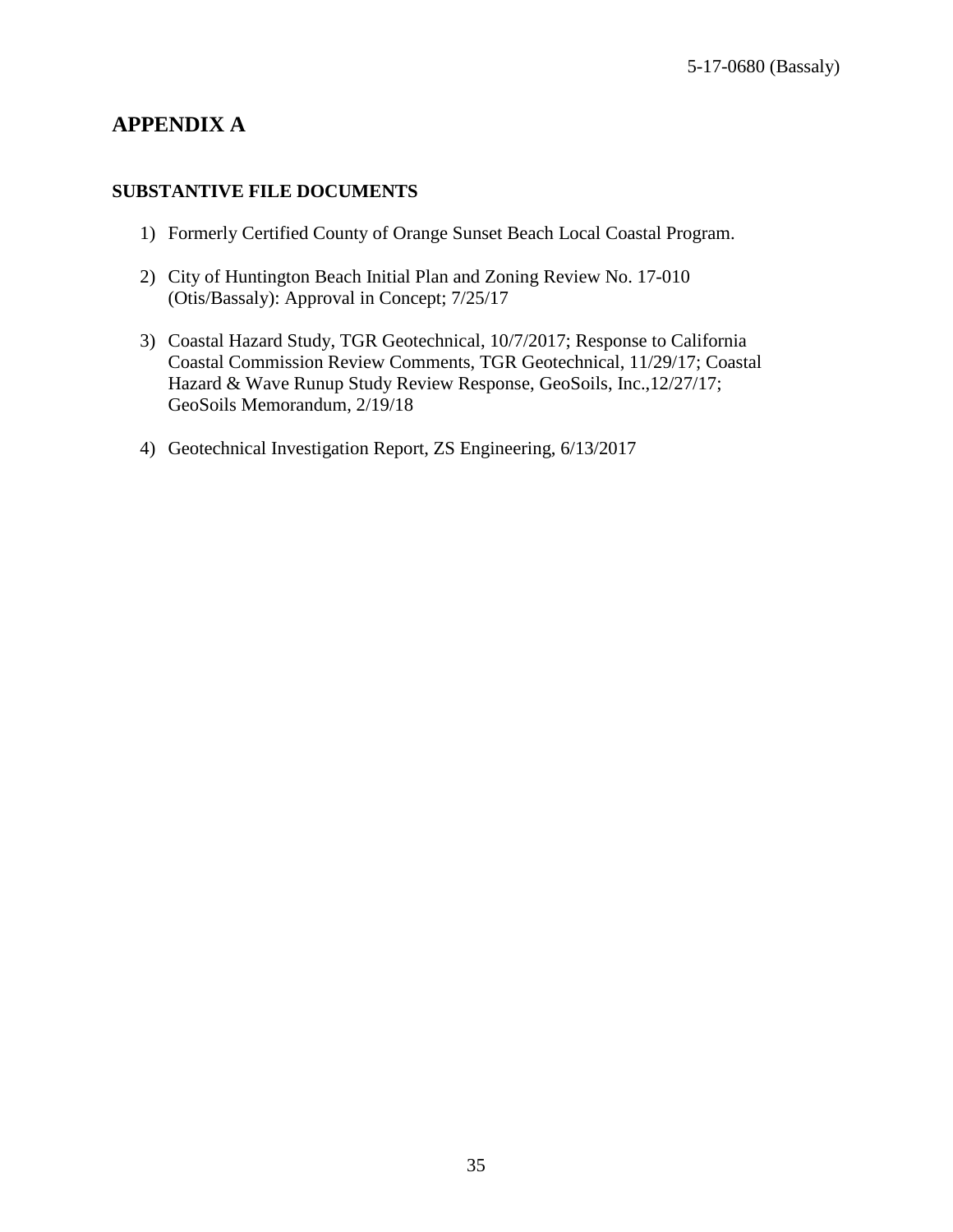# APPENDIX A

### SUBSTANTIVE FILE DOCUMENTS

1) Formerly Certified County of Orange Sunset Beach Local Coastal Program.

2) City of Huntington Beach Initial Plan and Zoning Review No. 17-010 (Otis/Bassaly): Approval in Concept; 7/25/17

3) Coastal Hazard Study, TGR Geotechnical, 10/7/2017; Response to California Coastal Commission Review Comments, TGR Geotechnical, 11/29/17; Coastal Hazard & Wave Runup Study Review Response, GeoSoils, Inc.,12/27/17; GeoSoils Memorandum, 2/19/18

4) Geotechnical Investigation Report, ZS Engineering, 6/13/2017